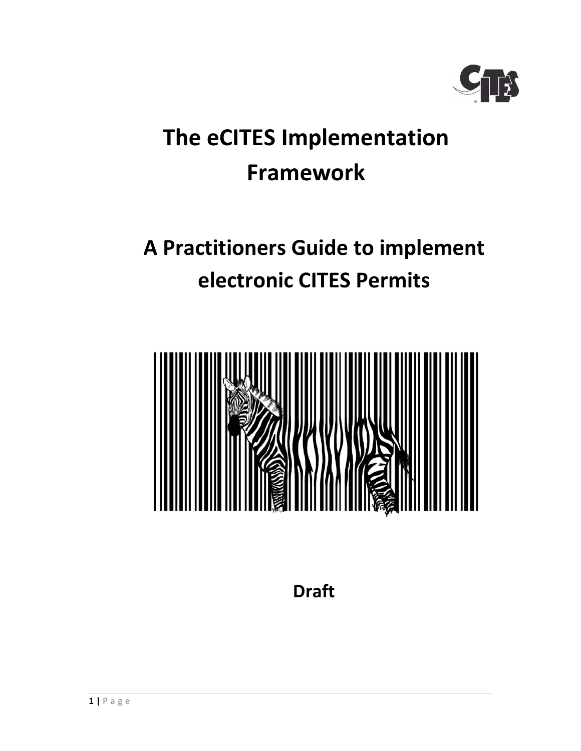# The eCITES Implementation Framework

## A Practitioners Guide to implement electronic CITES Permits

**Draft**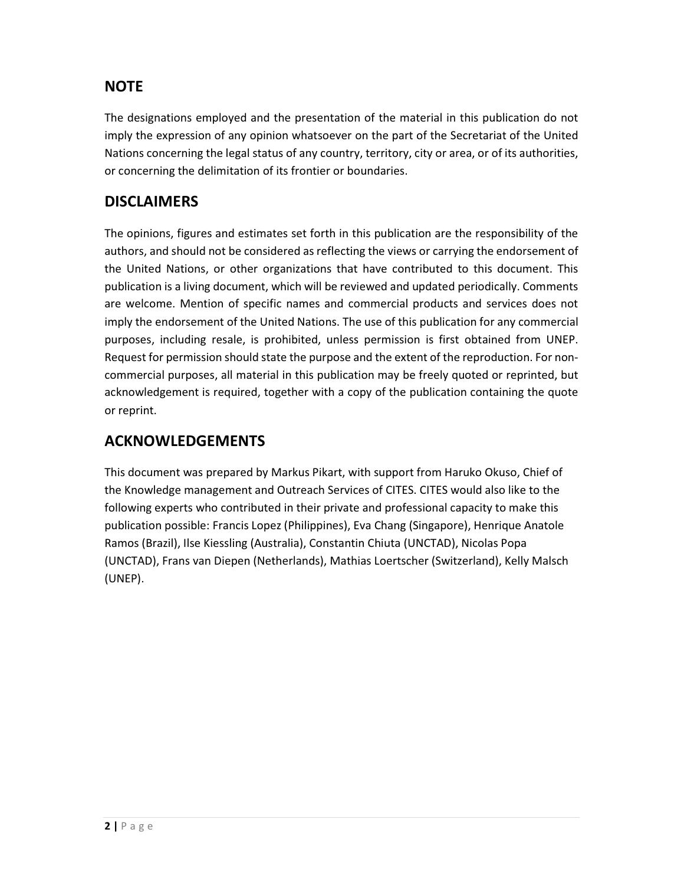## NOTE

The designations employed and the presentation of the material in this publication do not imply the expression of any opinion whatsoever on the part of the Secretariat of the United Nations concerning the legal status of any country, territory, city or area, or of its authorities, or concerning the delimitation of its frontier or boundaries.

## DISCLAIMERS

The opinions, figures and estimates set forth in this publication are the responsibility of the authors, and should not be considered as reflecting the views or carrying the endorsement of the United Nations, or other organizations that have contributed to this document. This publication is a living document, which will be reviewed and updated periodically. Comments are welcome. Mention of specific names and commercial products and services does not imply the endorsement of the United Nations. The use of this publication for any commercial purposes, including resale, is prohibited, unless permission is first obtained from UNEP. Request for permission should state the purpose and the extent of the reproduction. For non-commercial purposes, all material in this publication may be freely quoted or reprinted, but acknowledgement is required, together with a copy of the publication containing the quote or reprint.

## ACKNOWLEDGEMENTS

This document was prepared by Markus Pikart, with support from Haruko Okuso, Chief of the Knowledge management and Outreach Services of CITES. CITES would also like to the following experts who contributed in their private and professional capacity to make this publication possible: Francis Lopez (Philippines), Eva Chang (Singapore), Henrique Anatole Ramos (Brazil), Ilse Kiessling (Australia), Constantin Chiuta (UNCTAD), Nicolas Popa (UNCTAD), Frans van Diepen (Netherlands), Mathias Loertscher (Switzerland), Kelly Malsch (UNEP).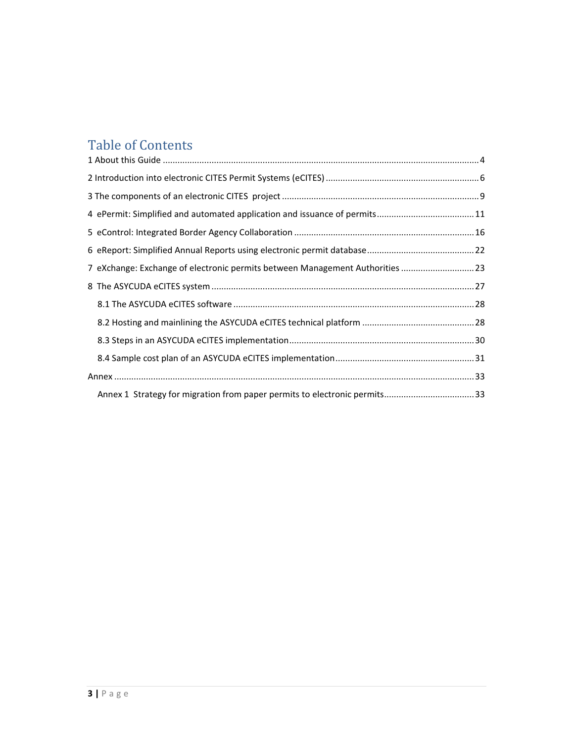# Table of Contents

1 About this Guide ........................................................................................................................ 4

2 Introduction into electronic CITES Permit Systems (eCITES) ........................................................ 6

3 The components of an electronic CITES project ......................................................................... 9

4 ePermit: Simplified and automated application and issuance of permits ................................... 11

5 eControl: Integrated Border Agency Collaboration .................................................................... 16

6 eReport: Simplified Annual Reports using electronic permit database ........................................ 22

7 eXchange: Exchange of electronic permits between Management Authorities ............................ 23

8 The ASYCUDA eCITES system ................................................................................................... 27

- 8.1 The ASYCUDA eCITES software ........................................................................................ 28
- 8.2 Hosting and mainlining the ASYCUDA eCITES technical platform ....................................... 28
- 8.3 Steps in an ASYCUDA eCITES implementation ................................................................... 30
- 8.4 Sample cost plan of an ASYCUDA eCITES implementation ................................................. 31

Annex ........................................................................................................................................ 33

- Annex 1 Strategy for migration from paper permits to electronic permits .................................... 33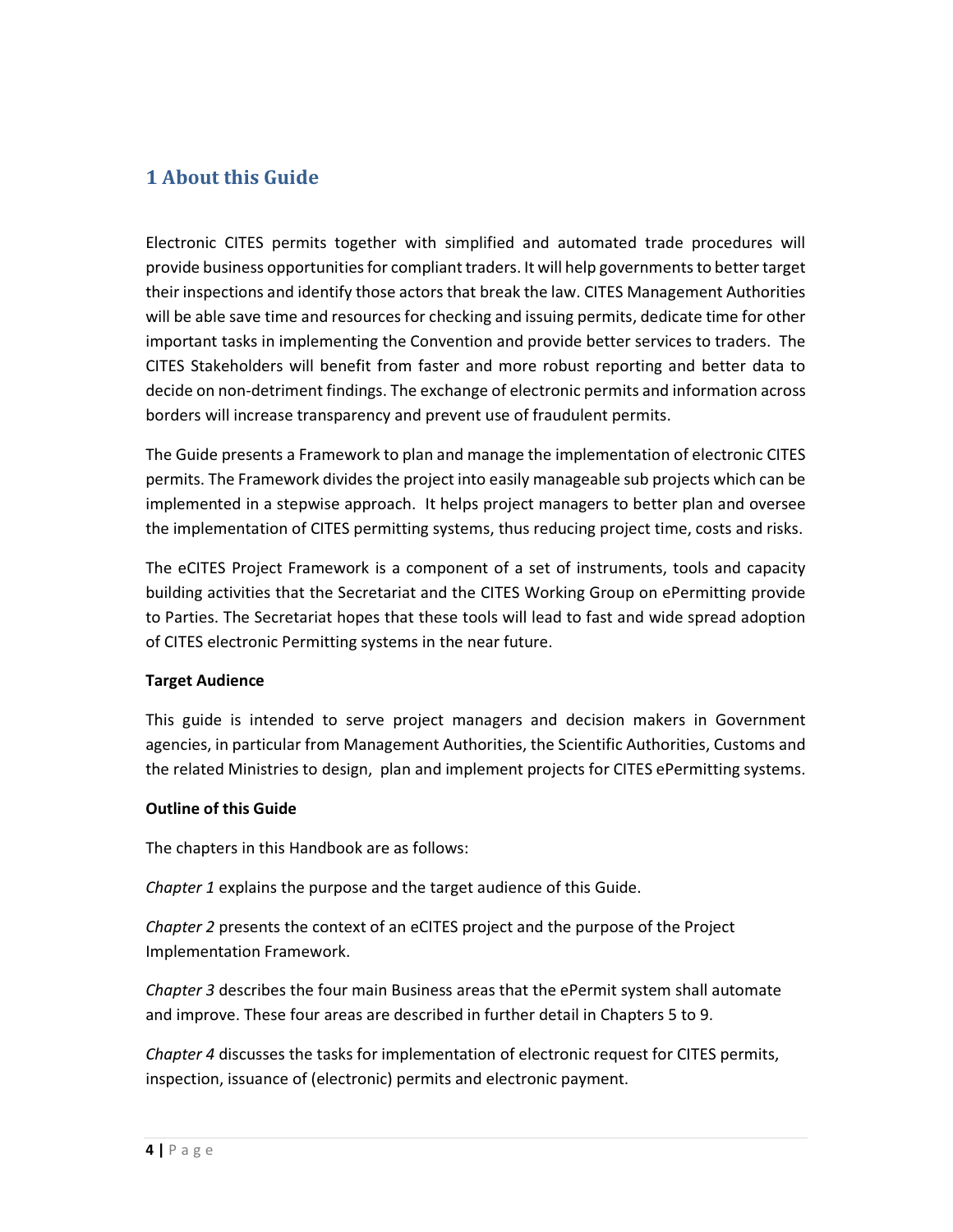# 1 About this Guide

Electronic CITES permits together with simplified and automated trade procedures will provide business opportunities for compliant traders. It will help governments to better target their inspections and identify those actors that break the law. CITES Management Authorities will be able save time and resources for checking and issuing permits, dedicate time for other important tasks in implementing the Convention and provide better services to traders. The CITES Stakeholders will benefit from faster and more robust reporting and better data to decide on non-detriment findings. The exchange of electronic permits and information across borders will increase transparency and prevent use of fraudulent permits.

The Guide presents a Framework to plan and manage the implementation of electronic CITES permits. The Framework divides the project into easily manageable sub projects which can be implemented in a stepwise approach. It helps project managers to better plan and oversee the implementation of CITES permitting systems, thus reducing project time, costs and risks.

The eCITES Project Framework is a component of a set of instruments, tools and capacity building activities that the Secretariat and the CITES Working Group on ePermitting provide to Parties. The Secretariat hopes that these tools will lead to fast and wide spread adoption of CITES electronic Permitting systems in the near future.

**Target Audience**

This guide is intended to serve project managers and decision makers in Government agencies, in particular from Management Authorities, the Scientific Authorities, Customs and the related Ministries to design, plan and implement projects for CITES ePermitting systems.

**Outline of this Guide**

The chapters in this Handbook are as follows:

*Chapter 1* explains the purpose and the target audience of this Guide.

*Chapter 2* presents the context of an eCITES project and the purpose of the Project Implementation Framework.

*Chapter 3* describes the four main Business areas that the ePermit system shall automate and improve. These four areas are described in further detail in Chapters 5 to 9.

*Chapter 4* discusses the tasks for implementation of electronic request for CITES permits, inspection, issuance of (electronic) permits and electronic payment.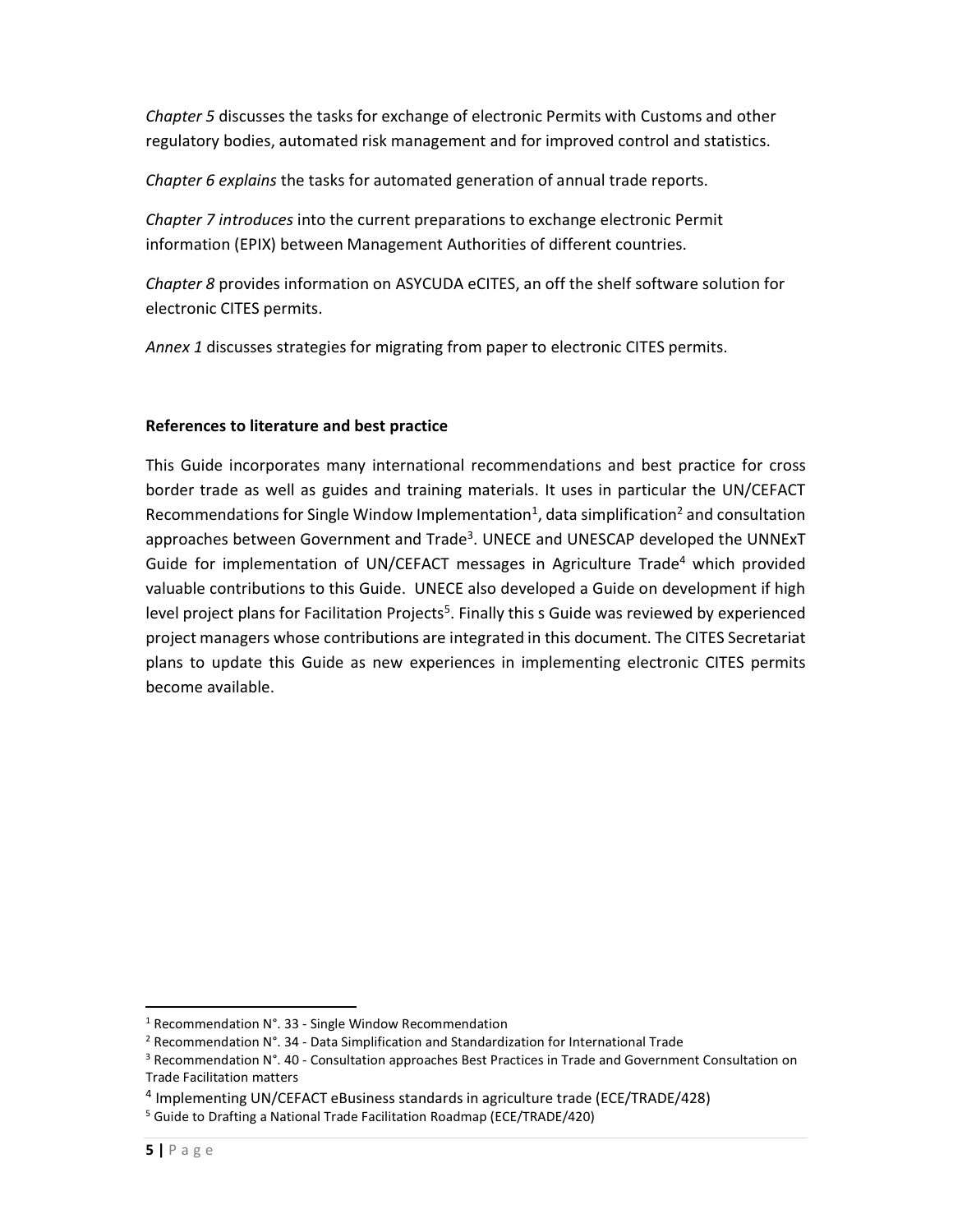*Chapter 5* discusses the tasks for exchange of electronic Permits with Customs and other regulatory bodies, automated risk management and for improved control and statistics.

*Chapter 6 explains* the tasks for automated generation of annual trade reports.

*Chapter 7 introduces* into the current preparations to exchange electronic Permit information (EPIX) between Management Authorities of different countries.

*Chapter 8* provides information on ASYCUDA eCITES, an off the shelf software solution for electronic CITES permits.

*Annex 1* discusses strategies for migrating from paper to electronic CITES permits.

**References to literature and best practice**

This Guide incorporates many international recommendations and best practice for cross border trade as well as guides and training materials. It uses in particular the UN/CEFACT Recommendations for Single Window Implementation[1], data simplification[2] and consultation approaches between Government and Trade[3]. UNECE and UNESCAP developed the UNNExT Guide for implementation of UN/CEFACT messages in Agriculture Trade[4] which provided valuable contributions to this Guide. UNECE also developed a Guide on development if high level project plans for Facilitation Projects[5]. Finally this s Guide was reviewed by experienced project managers whose contributions are integrated in this document. The CITES Secretariat plans to update this Guide as new experiences in implementing electronic CITES permits become available.

---

[1] Recommendation N°. 33 - Single Window Recommendation

[2] Recommendation N°. 34 - Data Simplification and Standardization for International Trade

[3] Recommendation N°. 40 - Consultation approaches Best Practices in Trade and Government Consultation on Trade Facilitation matters

[4] Implementing UN/CEFACT eBusiness standards in agriculture trade (ECE/TRADE/428)

[5] Guide to Drafting a National Trade Facilitation Roadmap (ECE/TRADE/420)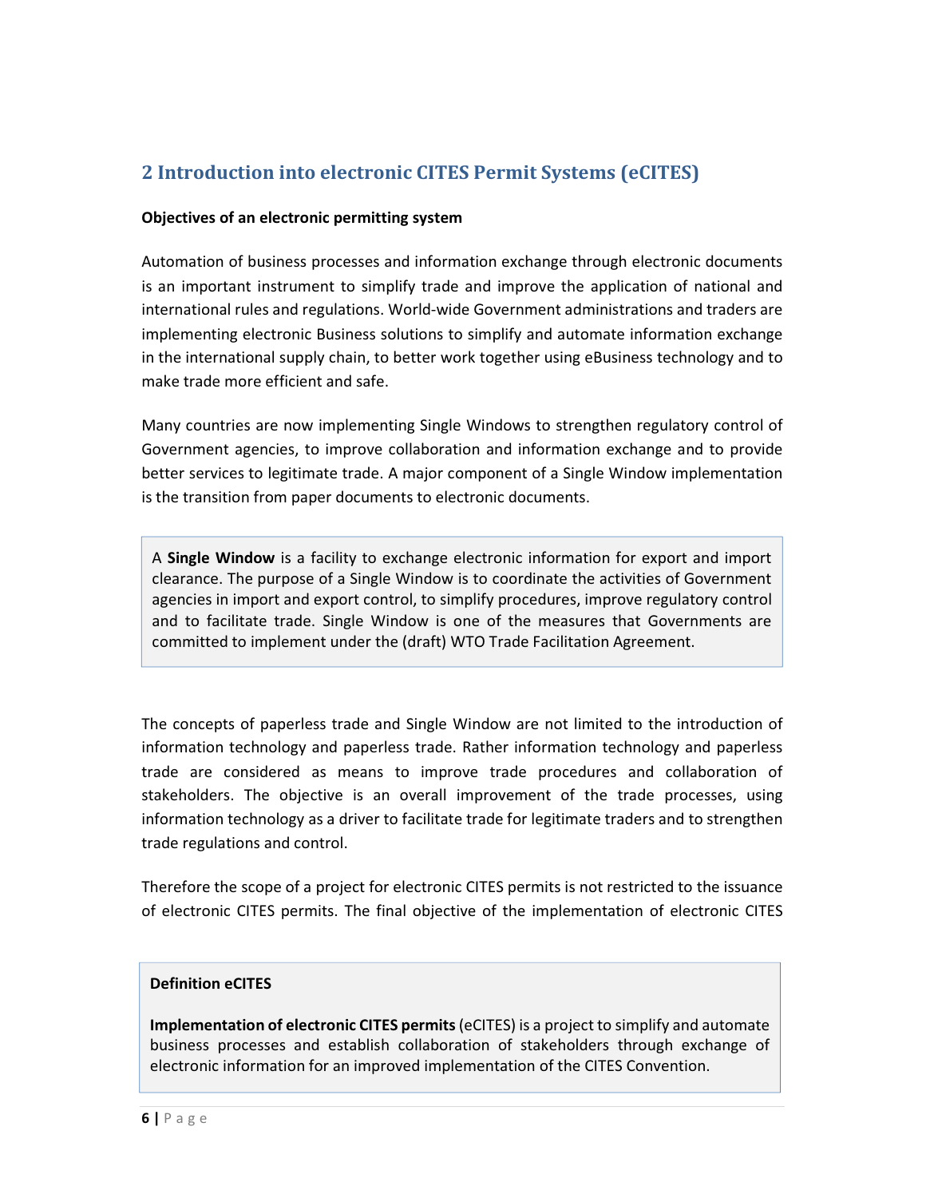## 2 Introduction into electronic CITES Permit Systems (eCITES)

**Objectives of an electronic permitting system**

Automation of business processes and information exchange through electronic documents is an important instrument to simplify trade and improve the application of national and international rules and regulations. World-wide Government administrations and traders are implementing electronic Business solutions to simplify and automate information exchange in the international supply chain, to better work together using eBusiness technology and to make trade more efficient and safe.

Many countries are now implementing Single Windows to strengthen regulatory control of Government agencies, to improve collaboration and information exchange and to provide better services to legitimate trade. A major component of a Single Window implementation is the transition from paper documents to electronic documents.

> A **Single Window** is a facility to exchange electronic information for export and import clearance. The purpose of a Single Window is to coordinate the activities of Government agencies in import and export control, to simplify procedures, improve regulatory control and to facilitate trade. Single Window is one of the measures that Governments are committed to implement under the (draft) WTO Trade Facilitation Agreement.

The concepts of paperless trade and Single Window are not limited to the introduction of information technology and paperless trade. Rather information technology and paperless trade are considered as means to improve trade procedures and collaboration of stakeholders. The objective is an overall improvement of the trade processes, using information technology as a driver to facilitate trade for legitimate traders and to strengthen trade regulations and control.

Therefore the scope of a project for electronic CITES permits is not restricted to the issuance of electronic CITES permits. The final objective of the implementation of electronic CITES

> **Definition eCITES**
>
> **Implementation of electronic CITES permits** (eCITES) is a project to simplify and automate business processes and establish collaboration of stakeholders through exchange of electronic information for an improved implementation of the CITES Convention.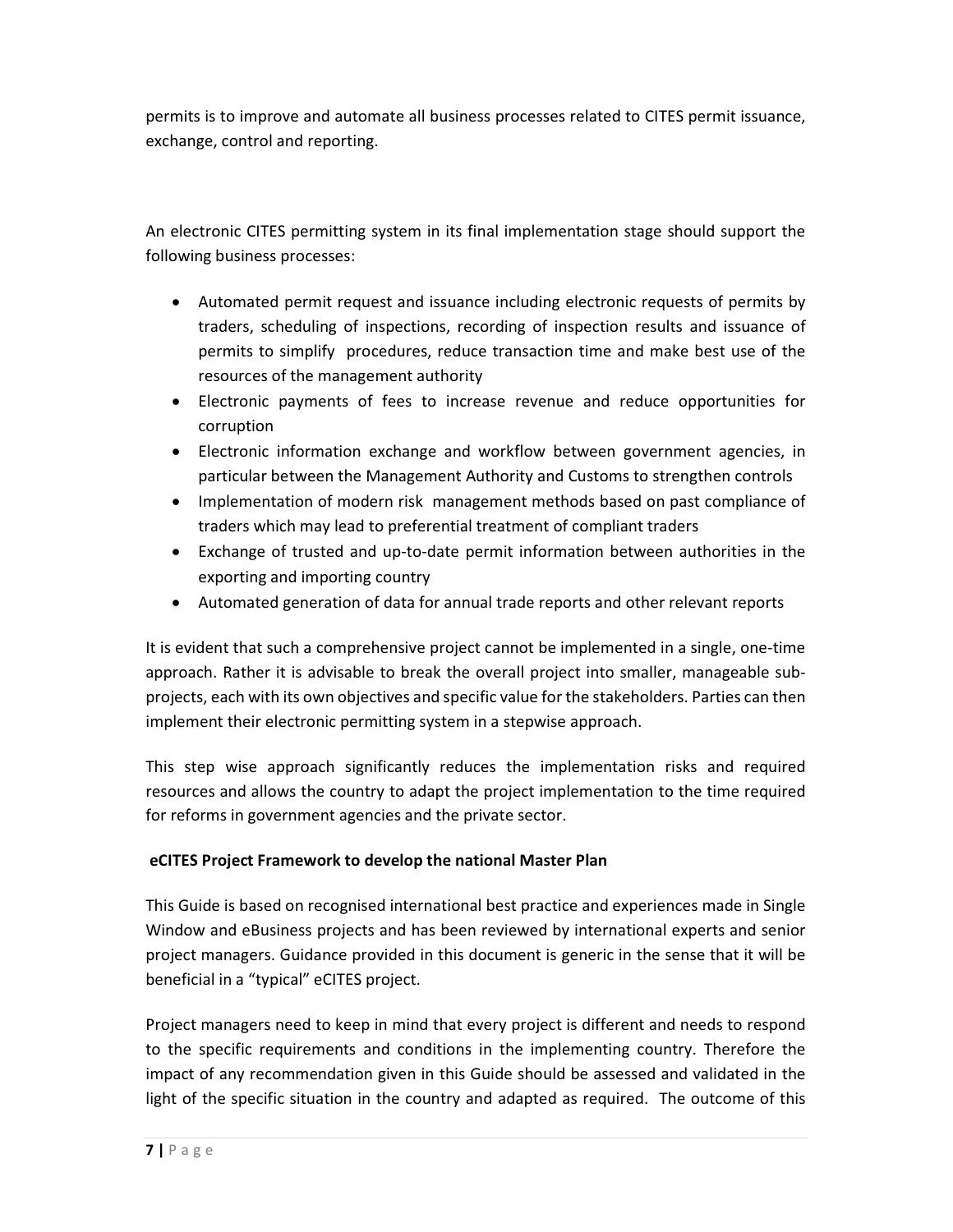permits is to improve and automate all business processes related to CITES permit issuance, exchange, control and reporting.

An electronic CITES permitting system in its final implementation stage should support the following business processes:

- Automated permit request and issuance including electronic requests of permits by traders, scheduling of inspections, recording of inspection results and issuance of permits to simplify procedures, reduce transaction time and make best use of the resources of the management authority
- Electronic payments of fees to increase revenue and reduce opportunities for corruption
- Electronic information exchange and workflow between government agencies, in particular between the Management Authority and Customs to strengthen controls
- Implementation of modern risk management methods based on past compliance of traders which may lead to preferential treatment of compliant traders
- Exchange of trusted and up-to-date permit information between authorities in the exporting and importing country
- Automated generation of data for annual trade reports and other relevant reports

It is evident that such a comprehensive project cannot be implemented in a single, one-time approach. Rather it is advisable to break the overall project into smaller, manageable sub-projects, each with its own objectives and specific value for the stakeholders. Parties can then implement their electronic permitting system in a stepwise approach.

This step wise approach significantly reduces the implementation risks and required resources and allows the country to adapt the project implementation to the time required for reforms in government agencies and the private sector.

**eCITES Project Framework to develop the national Master Plan**

This Guide is based on recognised international best practice and experiences made in Single Window and eBusiness projects and has been reviewed by international experts and senior project managers. Guidance provided in this document is generic in the sense that it will be beneficial in a "typical" eCITES project.

Project managers need to keep in mind that every project is different and needs to respond to the specific requirements and conditions in the implementing country. Therefore the impact of any recommendation given in this Guide should be assessed and validated in the light of the specific situation in the country and adapted as required. The outcome of this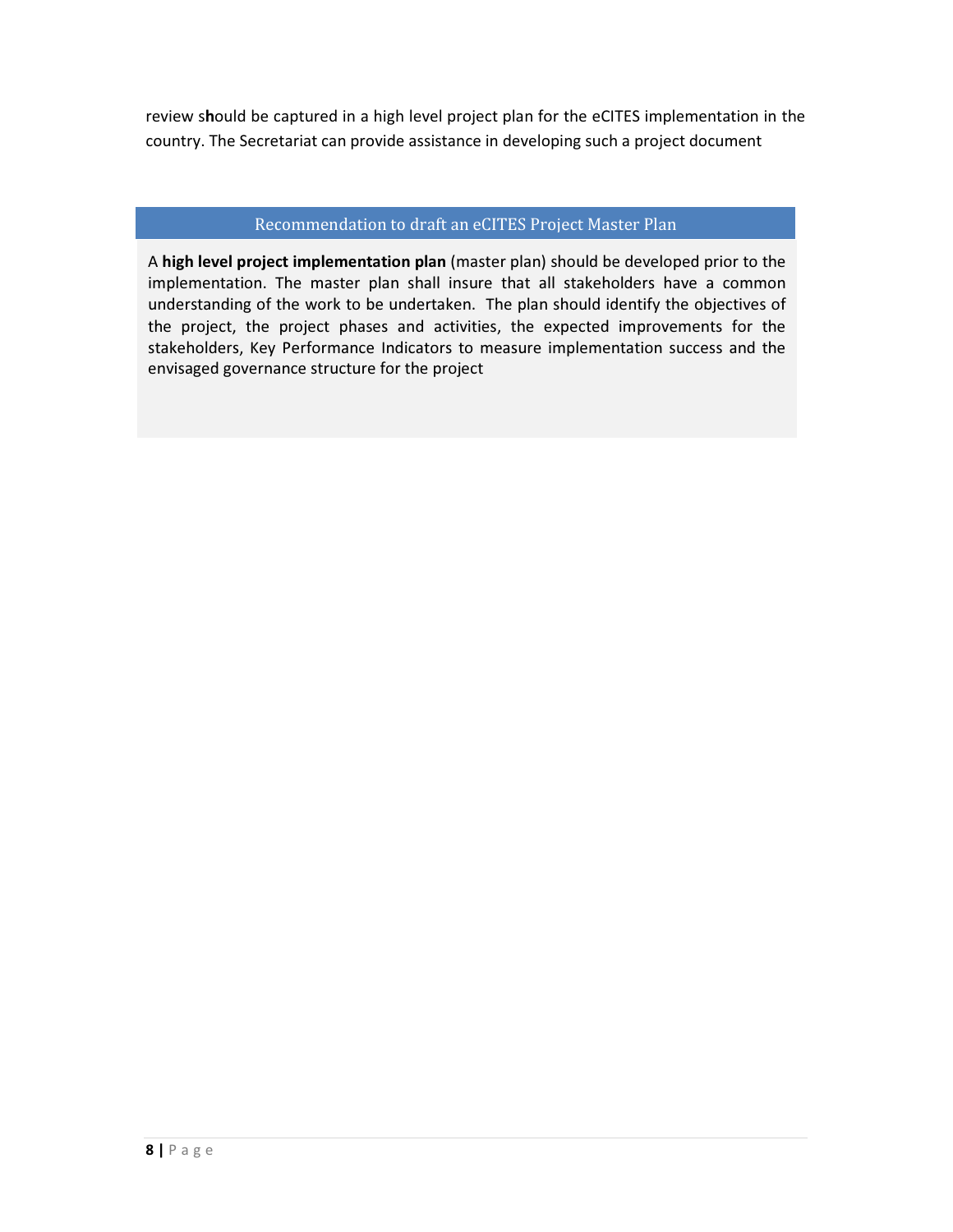review should be captured in a high level project plan for the eCITES implementation in the country. The Secretariat can provide assistance in developing such a project document

### Recommendation to draft an eCITES Project Master Plan

A **high level project implementation plan** (master plan) should be developed prior to the implementation. The master plan shall insure that all stakeholders have a common understanding of the work to be undertaken. The plan should identify the objectives of the project, the project phases and activities, the expected improvements for the stakeholders, Key Performance Indicators to measure implementation success and the envisaged governance structure for the project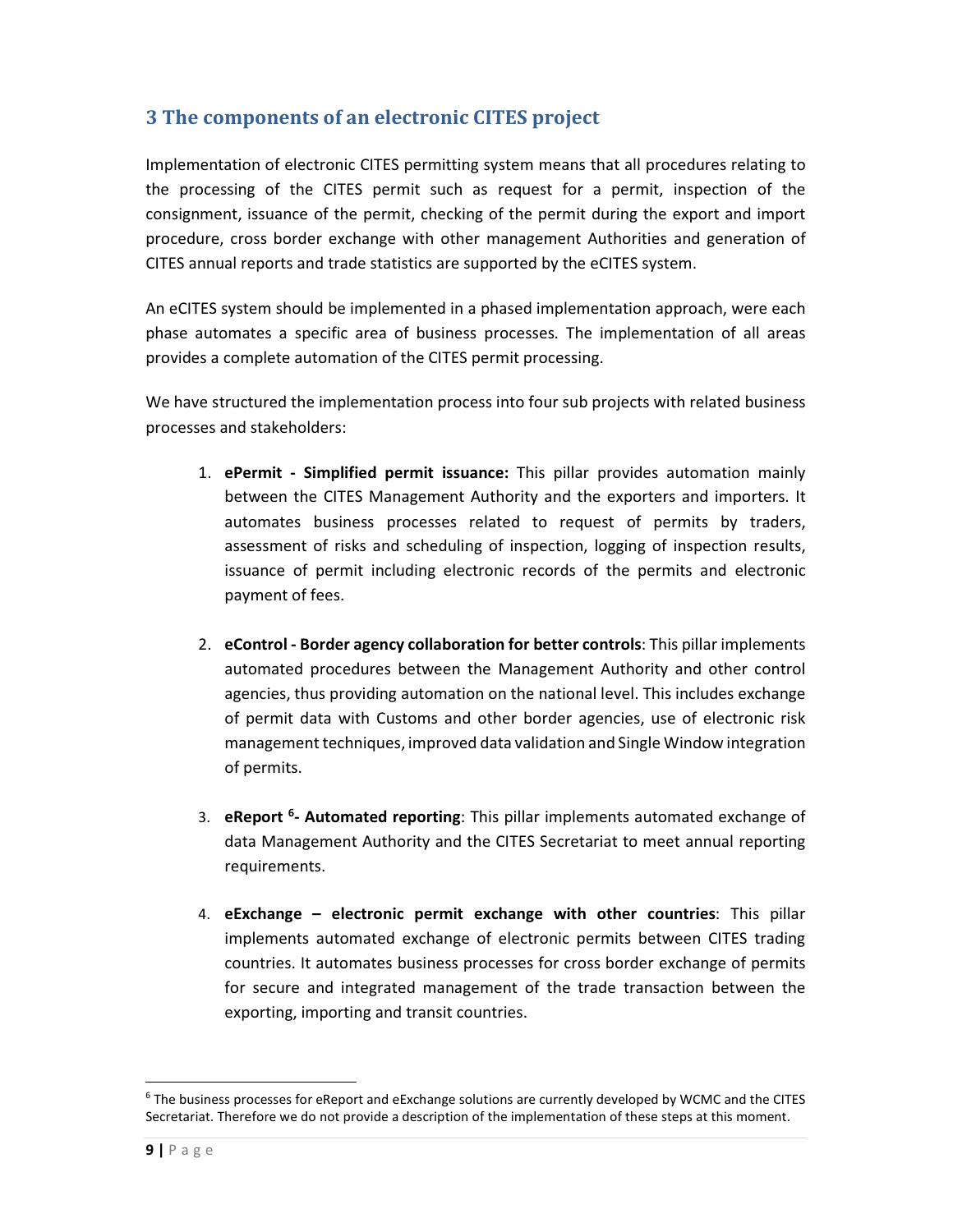## 3 The components of an electronic CITES project

Implementation of electronic CITES permitting system means that all procedures relating to the processing of the CITES permit such as request for a permit, inspection of the consignment, issuance of the permit, checking of the permit during the export and import procedure, cross border exchange with other management Authorities and generation of CITES annual reports and trade statistics are supported by the eCITES system.

An eCITES system should be implemented in a phased implementation approach, were each phase automates a specific area of business processes. The implementation of all areas provides a complete automation of the CITES permit processing.

We have structured the implementation process into four sub projects with related business processes and stakeholders:

1. **ePermit - Simplified permit issuance:** This pillar provides automation mainly between the CITES Management Authority and the exporters and importers. It automates business processes related to request of permits by traders, assessment of risks and scheduling of inspection, logging of inspection results, issuance of permit including electronic records of the permits and electronic payment of fees.

2. **eControl - Border agency collaboration for better controls**: This pillar implements automated procedures between the Management Authority and other control agencies, thus providing automation on the national level. This includes exchange of permit data with Customs and other border agencies, use of electronic risk management techniques, improved data validation and Single Window integration of permits.

3. **eReport [6]- Automated reporting**: This pillar implements automated exchange of data Management Authority and the CITES Secretariat to meet annual reporting requirements.

4. **eExchange – electronic permit exchange with other countries**: This pillar implements automated exchange of electronic permits between CITES trading countries. It automates business processes for cross border exchange of permits for secure and integrated management of the trade transaction between the exporting, importing and transit countries.

[6] The business processes for eReport and eExchange solutions are currently developed by WCMC and the CITES Secretariat. Therefore we do not provide a description of the implementation of these steps at this moment.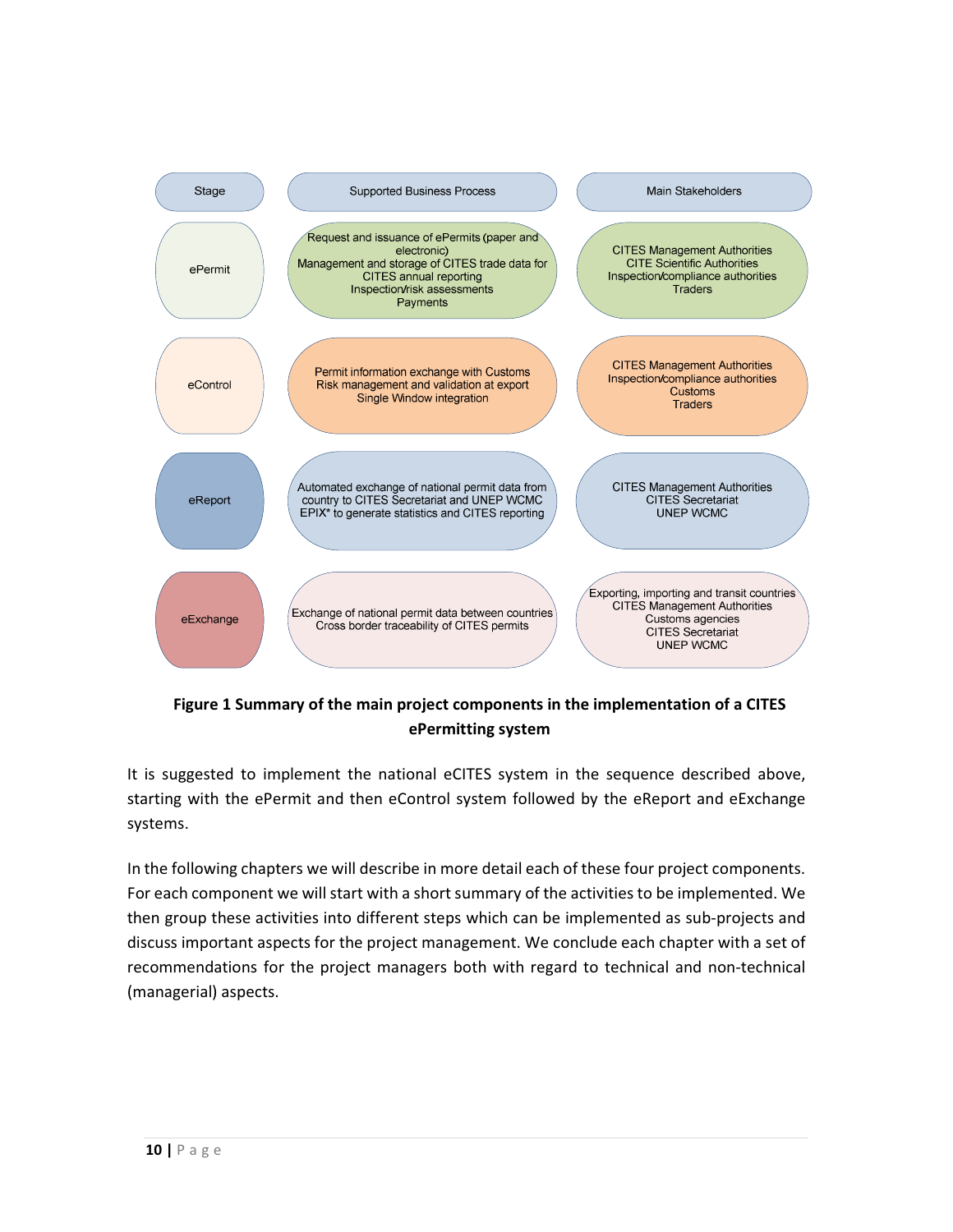| Stage | Supported Business Process | Main Stakeholders |
| --- | --- | --- |
| ePermit | Request and issuance of ePermits (paper and electronic)<br>Management and storage of CITES trade data for CITES annual reporting<br>Inspection/risk assessments<br>Payments | CITES Management Authorities<br>CITE Scientific Authorities<br>Inspection/compliance authorities<br>Traders |
| eControl | Permit information exchange with Customs<br>Risk management and validation at export<br>Single Window integration | CITES Management Authorities<br>Inspection/compliance authorities<br>Customs<br>Traders |
| eReport | Automated exchange of national permit data from country to CITES Secretariat and UNEP WCMC EPIX* to generate statistics and CITES reporting | CITES Management Authorities<br>CITES Secretariat<br>UNEP WCMC |
| eExchange | Exchange of national permit data between countries<br>Cross border traceability of CITES permits | Exporting, importing and transit countries<br>CITES Management Authorities<br>Customs agencies<br>CITES Secretariat<br>UNEP WCMC |

**Figure 1 Summary of the main project components in the implementation of a CITES ePermitting system**

It is suggested to implement the national eCITES system in the sequence described above, starting with the ePermit and then eControl system followed by the eReport and eExchange systems.

In the following chapters we will describe in more detail each of these four project components. For each component we will start with a short summary of the activities to be implemented. We then group these activities into different steps which can be implemented as sub-projects and discuss important aspects for the project management. We conclude each chapter with a set of recommendations for the project managers both with regard to technical and non-technical (managerial) aspects.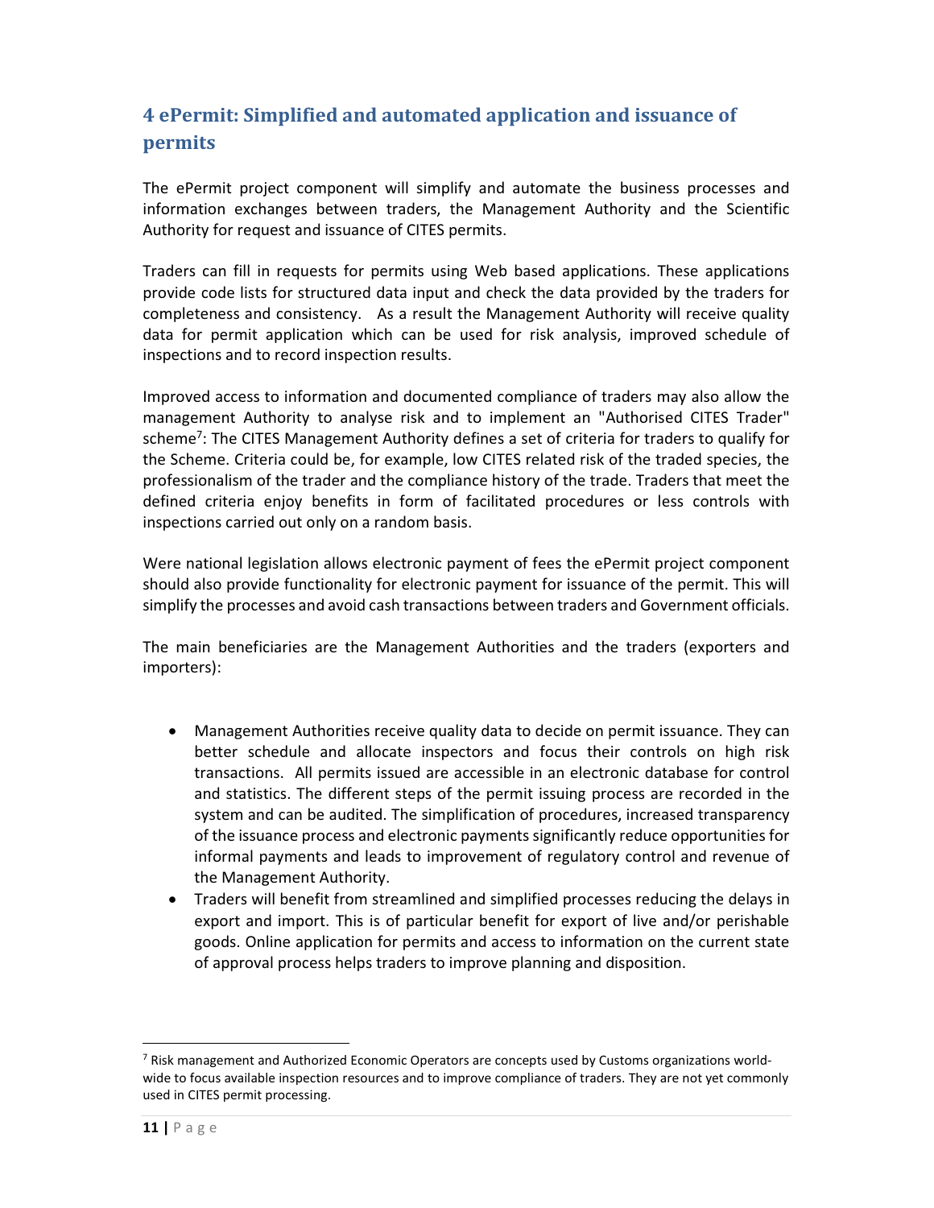## 4 ePermit: Simplified and automated application and issuance of permits

The ePermit project component will simplify and automate the business processes and information exchanges between traders, the Management Authority and the Scientific Authority for request and issuance of CITES permits.

Traders can fill in requests for permits using Web based applications. These applications provide code lists for structured data input and check the data provided by the traders for completeness and consistency. As a result the Management Authority will receive quality data for permit application which can be used for risk analysis, improved schedule of inspections and to record inspection results.

Improved access to information and documented compliance of traders may also allow the management Authority to analyse risk and to implement an "Authorised CITES Trader" scheme[7]: The CITES Management Authority defines a set of criteria for traders to qualify for the Scheme. Criteria could be, for example, low CITES related risk of the traded species, the professionalism of the trader and the compliance history of the trade. Traders that meet the defined criteria enjoy benefits in form of facilitated procedures or less controls with inspections carried out only on a random basis.

Were national legislation allows electronic payment of fees the ePermit project component should also provide functionality for electronic payment for issuance of the permit. This will simplify the processes and avoid cash transactions between traders and Government officials.

The main beneficiaries are the Management Authorities and the traders (exporters and importers):

- Management Authorities receive quality data to decide on permit issuance. They can better schedule and allocate inspectors and focus their controls on high risk transactions. All permits issued are accessible in an electronic database for control and statistics. The different steps of the permit issuing process are recorded in the system and can be audited. The simplification of procedures, increased transparency of the issuance process and electronic payments significantly reduce opportunities for informal payments and leads to improvement of regulatory control and revenue of the Management Authority.
- Traders will benefit from streamlined and simplified processes reducing the delays in export and import. This is of particular benefit for export of live and/or perishable goods. Online application for permits and access to information on the current state of approval process helps traders to improve planning and disposition.

---

[7] Risk management and Authorized Economic Operators are concepts used by Customs organizations world-wide to focus available inspection resources and to improve compliance of traders. They are not yet commonly used in CITES permit processing.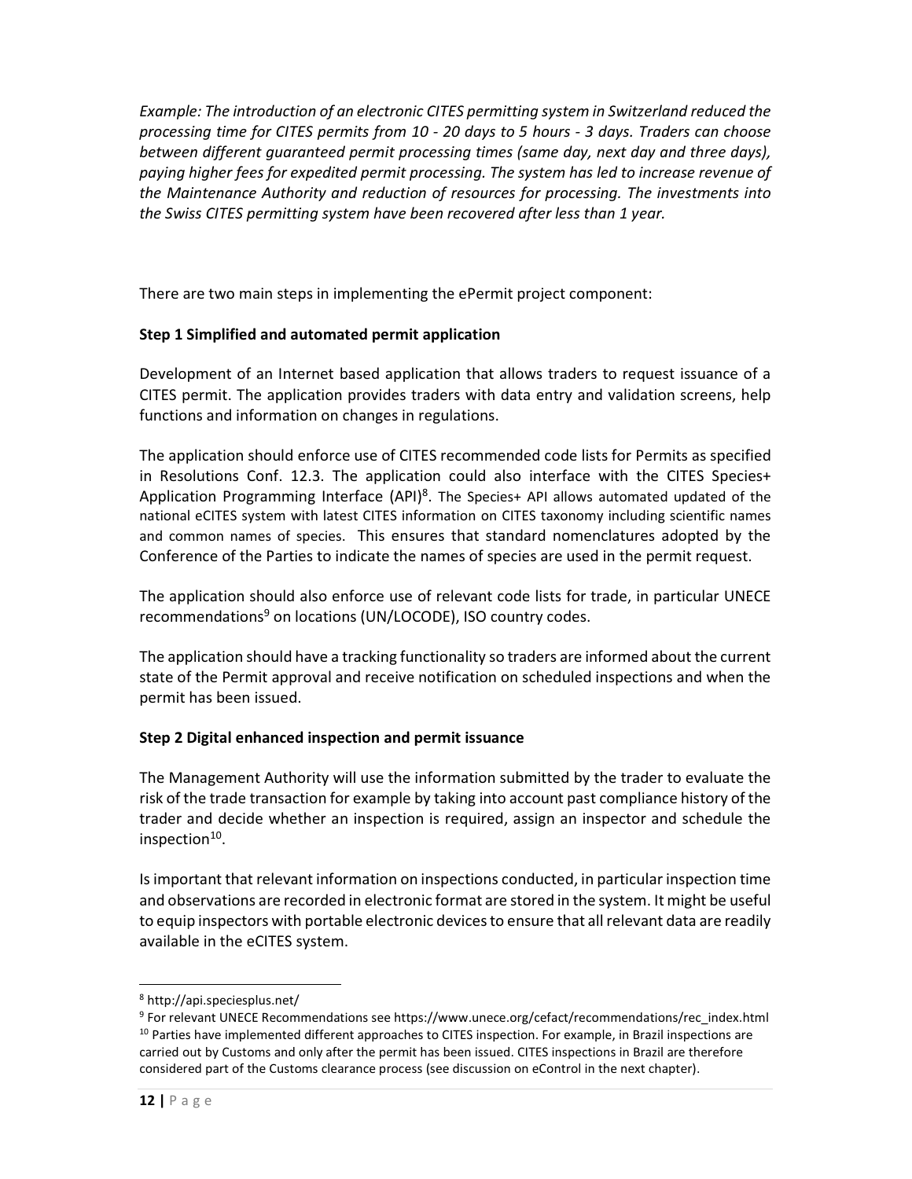*Example: The introduction of an electronic CITES permitting system in Switzerland reduced the processing time for CITES permits from 10 - 20 days to 5 hours - 3 days. Traders can choose between different guaranteed permit processing times (same day, next day and three days), paying higher fees for expedited permit processing. The system has led to increase revenue of the Maintenance Authority and reduction of resources for processing. The investments into the Swiss CITES permitting system have been recovered after less than 1 year.*

There are two main steps in implementing the ePermit project component:

**Step 1 Simplified and automated permit application**

Development of an Internet based application that allows traders to request issuance of a CITES permit. The application provides traders with data entry and validation screens, help functions and information on changes in regulations.

The application should enforce use of CITES recommended code lists for Permits as specified in Resolutions Conf. 12.3. The application could also interface with the CITES Species+ Application Programming Interface (API)[8]. The Species+ API allows automated updated of the national eCITES system with latest CITES information on CITES taxonomy including scientific names and common names of species. This ensures that standard nomenclatures adopted by the Conference of the Parties to indicate the names of species are used in the permit request.

The application should also enforce use of relevant code lists for trade, in particular UNECE recommendations[9] on locations (UN/LOCODE), ISO country codes.

The application should have a tracking functionality so traders are informed about the current state of the Permit approval and receive notification on scheduled inspections and when the permit has been issued.

**Step 2 Digital enhanced inspection and permit issuance**

The Management Authority will use the information submitted by the trader to evaluate the risk of the trade transaction for example by taking into account past compliance history of the trader and decide whether an inspection is required, assign an inspector and schedule the inspection[10].

Is important that relevant information on inspections conducted, in particular inspection time and observations are recorded in electronic format are stored in the system. It might be useful to equip inspectors with portable electronic devices to ensure that all relevant data are readily available in the eCITES system.

---

[8] http://api.speciesplus.net/

[9] For relevant UNECE Recommendations see https://www.unece.org/cefact/recommendations/rec_index.html

[10] Parties have implemented different approaches to CITES inspection. For example, in Brazil inspections are carried out by Customs and only after the permit has been issued. CITES inspections in Brazil are therefore considered part of the Customs clearance process (see discussion on eControl in the next chapter).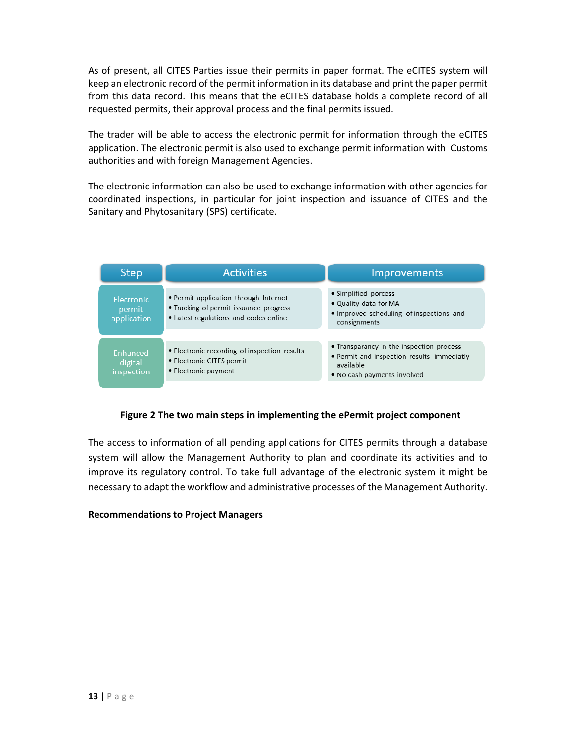As of present, all CITES Parties issue their permits in paper format. The eCITES system will keep an electronic record of the permit information in its database and print the paper permit from this data record. This means that the eCITES database holds a complete record of all requested permits, their approval process and the final permits issued.

The trader will be able to access the electronic permit for information through the eCITES application. The electronic permit is also used to exchange permit information with Customs authorities and with foreign Management Agencies.

The electronic information can also be used to exchange information with other agencies for coordinated inspections, in particular for joint inspection and issuance of CITES and the Sanitary and Phytosanitary (SPS) certificate.

| Step | Activities | Improvements |
|---|---|---|
| Electronic permit application | • Permit application through Internet<br>• Tracking of permit issuance progress<br>• Latest regulations and codes online | • Simplified porcess<br>• Quality data for MA<br>• Improved scheduling of inspections and consignments |
| Enhanced digital inspection | • Electronic recording of inspection results<br>• Electronic CITES permit<br>• Electronic payment | • Transparancy in the inspection process<br>• Permit and inspection results immediatly available<br>• No cash payments involved |

**Figure 2 The two main steps in implementing the ePermit project component**

The access to information of all pending applications for CITES permits through a database system will allow the Management Authority to plan and coordinate its activities and to improve its regulatory control. To take full advantage of the electronic system it might be necessary to adapt the workflow and administrative processes of the Management Authority.

**Recommendations to Project Managers**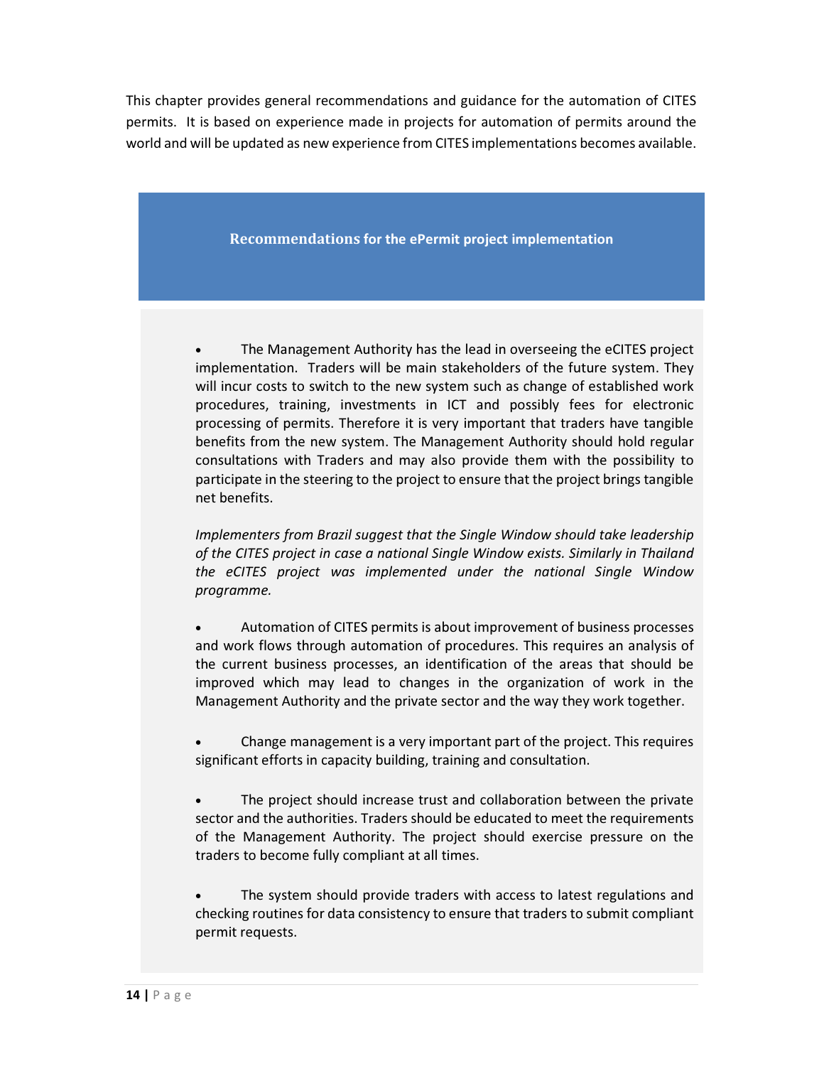This chapter provides general recommendations and guidance for the automation of CITES permits. It is based on experience made in projects for automation of permits around the world and will be updated as new experience from CITES implementations becomes available.

### Recommendations for the ePermit project implementation

- The Management Authority has the lead in overseeing the eCITES project implementation. Traders will be main stakeholders of the future system. They will incur costs to switch to the new system such as change of established work procedures, training, investments in ICT and possibly fees for electronic processing of permits. Therefore it is very important that traders have tangible benefits from the new system. The Management Authority should hold regular consultations with Traders and may also provide them with the possibility to participate in the steering to the project to ensure that the project brings tangible net benefits.

  *Implementers from Brazil suggest that the Single Window should take leadership of the CITES project in case a national Single Window exists. Similarly in Thailand the eCITES project was implemented under the national Single Window programme.*

- Automation of CITES permits is about improvement of business processes and work flows through automation of procedures. This requires an analysis of the current business processes, an identification of the areas that should be improved which may lead to changes in the organization of work in the Management Authority and the private sector and the way they work together.

- Change management is a very important part of the project. This requires significant efforts in capacity building, training and consultation.

- The project should increase trust and collaboration between the private sector and the authorities. Traders should be educated to meet the requirements of the Management Authority. The project should exercise pressure on the traders to become fully compliant at all times.

- The system should provide traders with access to latest regulations and checking routines for data consistency to ensure that traders to submit compliant permit requests.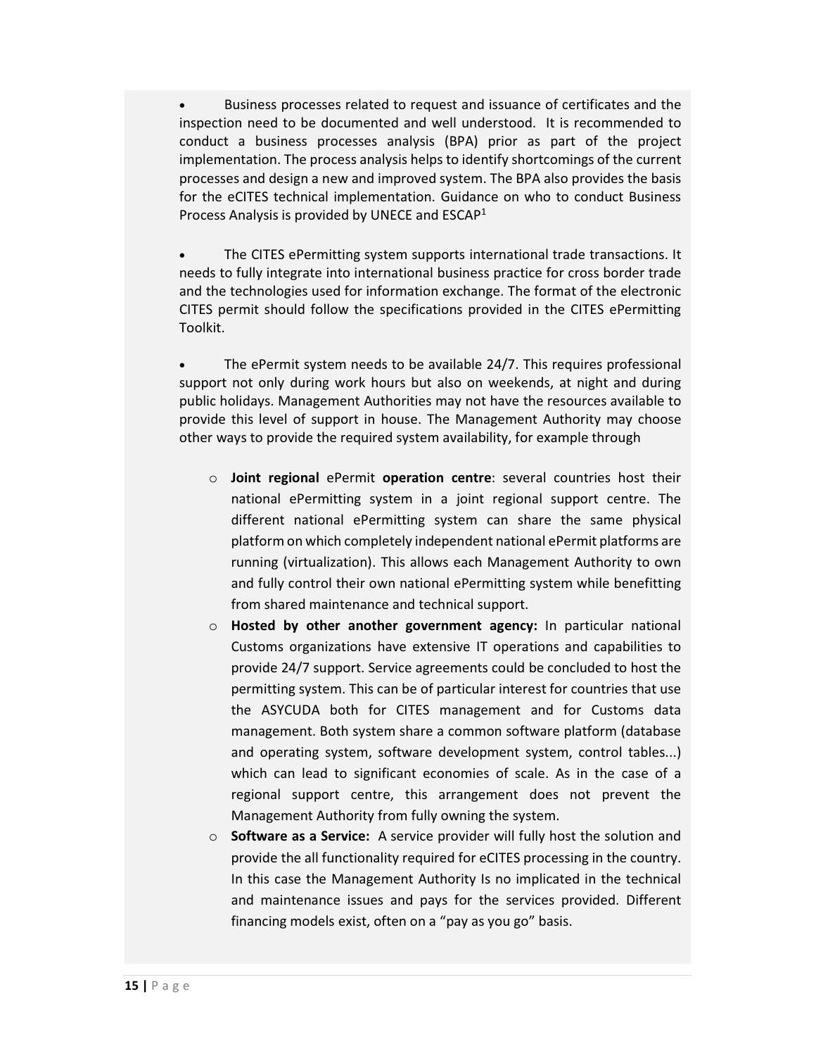- Business processes related to request and issuance of certificates and the inspection need to be documented and well understood. It is recommended to conduct a business processes analysis (BPA) prior as part of the project implementation. The process analysis helps to identify shortcomings of the current processes and design a new and improved system. The BPA also provides the basis for the eCITES technical implementation. Guidance on who to conduct Business Process Analysis is provided by UNECE and ESCAP[1]

- The CITES ePermitting system supports international trade transactions. It needs to fully integrate into international business practice for cross border trade and the technologies used for information exchange. The format of the electronic CITES permit should follow the specifications provided in the CITES ePermitting Toolkit.

- The ePermit system needs to be available 24/7. This requires professional support not only during work hours but also on weekends, at night and during public holidays. Management Authorities may not have the resources available to provide this level of support in house. The Management Authority may choose other ways to provide the required system availability, for example through

  - **Joint regional** ePermit **operation centre**: several countries host their national ePermitting system in a joint regional support centre. The different national ePermitting system can share the same physical platform on which completely independent national ePermit platforms are running (virtualization). This allows each Management Authority to own and fully control their own national ePermitting system while benefitting from shared maintenance and technical support.
  - **Hosted by other another government agency:** In particular national Customs organizations have extensive IT operations and capabilities to provide 24/7 support. Service agreements could be concluded to host the permitting system. This can be of particular interest for countries that use the ASYCUDA both for CITES management and for Customs data management. Both system share a common software platform (database and operating system, software development system, control tables...) which can lead to significant economies of scale. As in the case of a regional support centre, this arrangement does not prevent the Management Authority from fully owning the system.
  - **Software as a Service:** A service provider will fully host the solution and provide the all functionality required for eCITES processing in the country. In this case the Management Authority Is no implicated in the technical and maintenance issues and pays for the services provided. Different financing models exist, often on a "pay as you go" basis.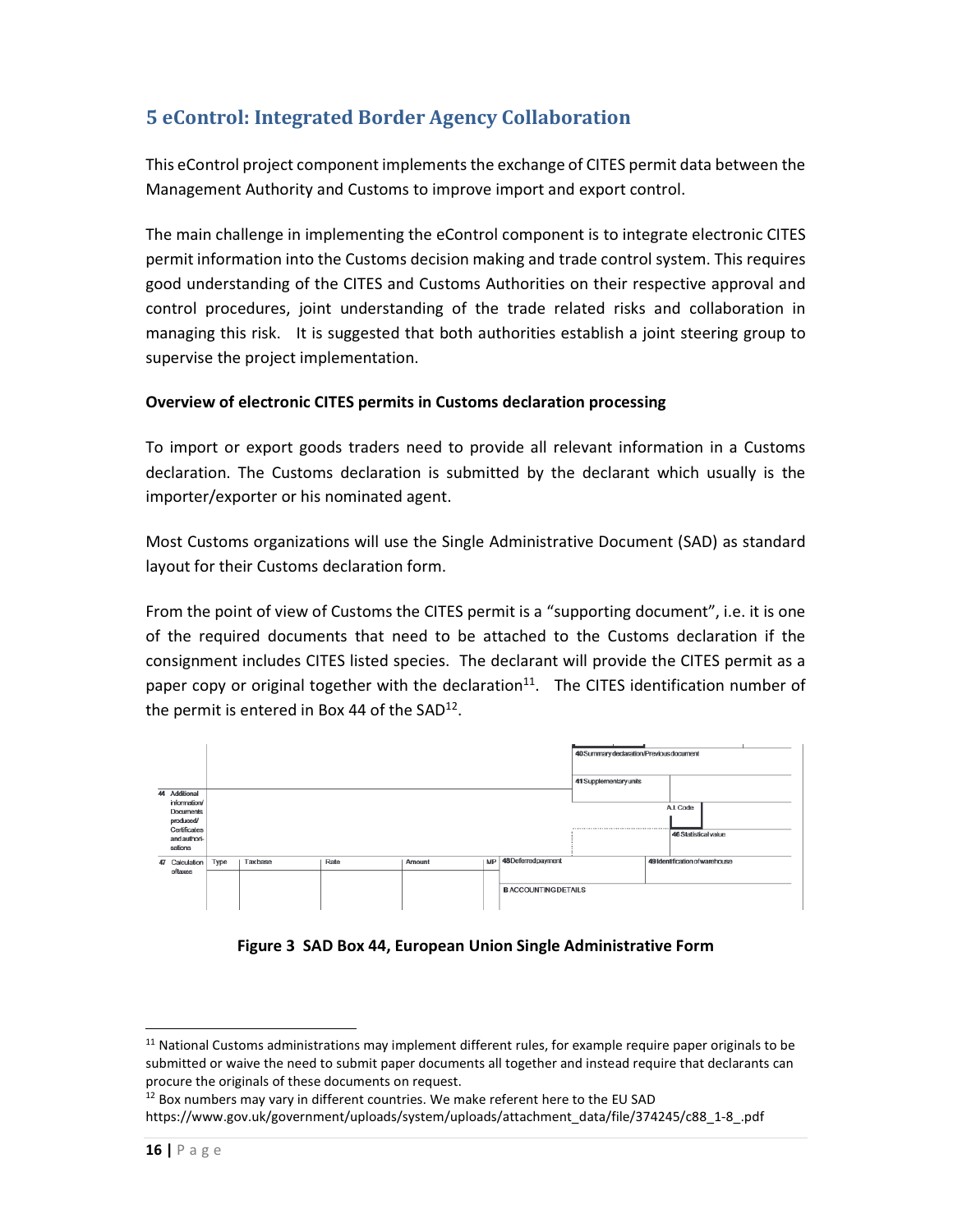## 5 eControl: Integrated Border Agency Collaboration

This eControl project component implements the exchange of CITES permit data between the Management Authority and Customs to improve import and export control.

The main challenge in implementing the eControl component is to integrate electronic CITES permit information into the Customs decision making and trade control system. This requires good understanding of the CITES and Customs Authorities on their respective approval and control procedures, joint understanding of the trade related risks and collaboration in managing this risk. It is suggested that both authorities establish a joint steering group to supervise the project implementation.

**Overview of electronic CITES permits in Customs declaration processing**

To import or export goods traders need to provide all relevant information in a Customs declaration. The Customs declaration is submitted by the declarant which usually is the importer/exporter or his nominated agent.

Most Customs organizations will use the Single Administrative Document (SAD) as standard layout for their Customs declaration form.

From the point of view of Customs the CITES permit is a "supporting document", i.e. it is one of the required documents that need to be attached to the Customs declaration if the consignment includes CITES listed species. The declarant will provide the CITES permit as a paper copy or original together with the declaration[11]. The CITES identification number of the permit is entered in Box 44 of the SAD[12].

**Figure 3 SAD Box 44, European Union Single Administrative Form**

[11] National Customs administrations may implement different rules, for example require paper originals to be submitted or waive the need to submit paper documents all together and instead require that declarants can procure the originals of these documents on request.

[12] Box numbers may vary in different countries. We make referent here to the EU SAD https://www.gov.uk/government/uploads/system/uploads/attachment_data/file/374245/c88_1-8_.pdf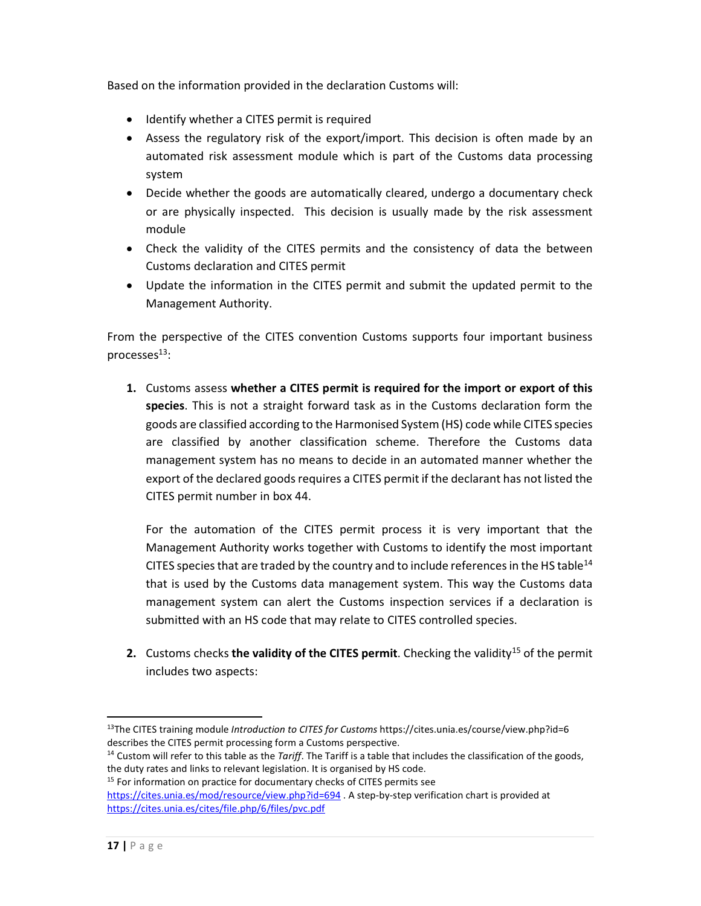Based on the information provided in the declaration Customs will:

- Identify whether a CITES permit is required
- Assess the regulatory risk of the export/import. This decision is often made by an automated risk assessment module which is part of the Customs data processing system
- Decide whether the goods are automatically cleared, undergo a documentary check or are physically inspected. This decision is usually made by the risk assessment module
- Check the validity of the CITES permits and the consistency of data the between Customs declaration and CITES permit
- Update the information in the CITES permit and submit the updated permit to the Management Authority.

From the perspective of the CITES convention Customs supports four important business processes[13]:

1. Customs assess **whether a CITES permit is required for the import or export of this species**. This is not a straight forward task as in the Customs declaration form the goods are classified according to the Harmonised System (HS) code while CITES species are classified by another classification scheme. Therefore the Customs data management system has no means to decide in an automated manner whether the export of the declared goods requires a CITES permit if the declarant has not listed the CITES permit number in box 44.

   For the automation of the CITES permit process it is very important that the Management Authority works together with Customs to identify the most important CITES species that are traded by the country and to include references in the HS table[14] that is used by the Customs data management system. This way the Customs data management system can alert the Customs inspection services if a declaration is submitted with an HS code that may relate to CITES controlled species.

2. Customs checks **the validity of the CITES permit**. Checking the validity[15] of the permit includes two aspects:

---

[13] The CITES training module *Introduction to CITES for Customs* https://cites.unia.es/course/view.php?id=6 describes the CITES permit processing form a Customs perspective.

[14] Custom will refer to this table as the *Tariff*. The Tariff is a table that includes the classification of the goods, the duty rates and links to relevant legislation. It is organised by HS code.

[15] For information on practice for documentary checks of CITES permits see https://cites.unia.es/mod/resource/view.php?id=694 . A step-by-step verification chart is provided at https://cites.unia.es/cites/file.php/6/files/pvc.pdf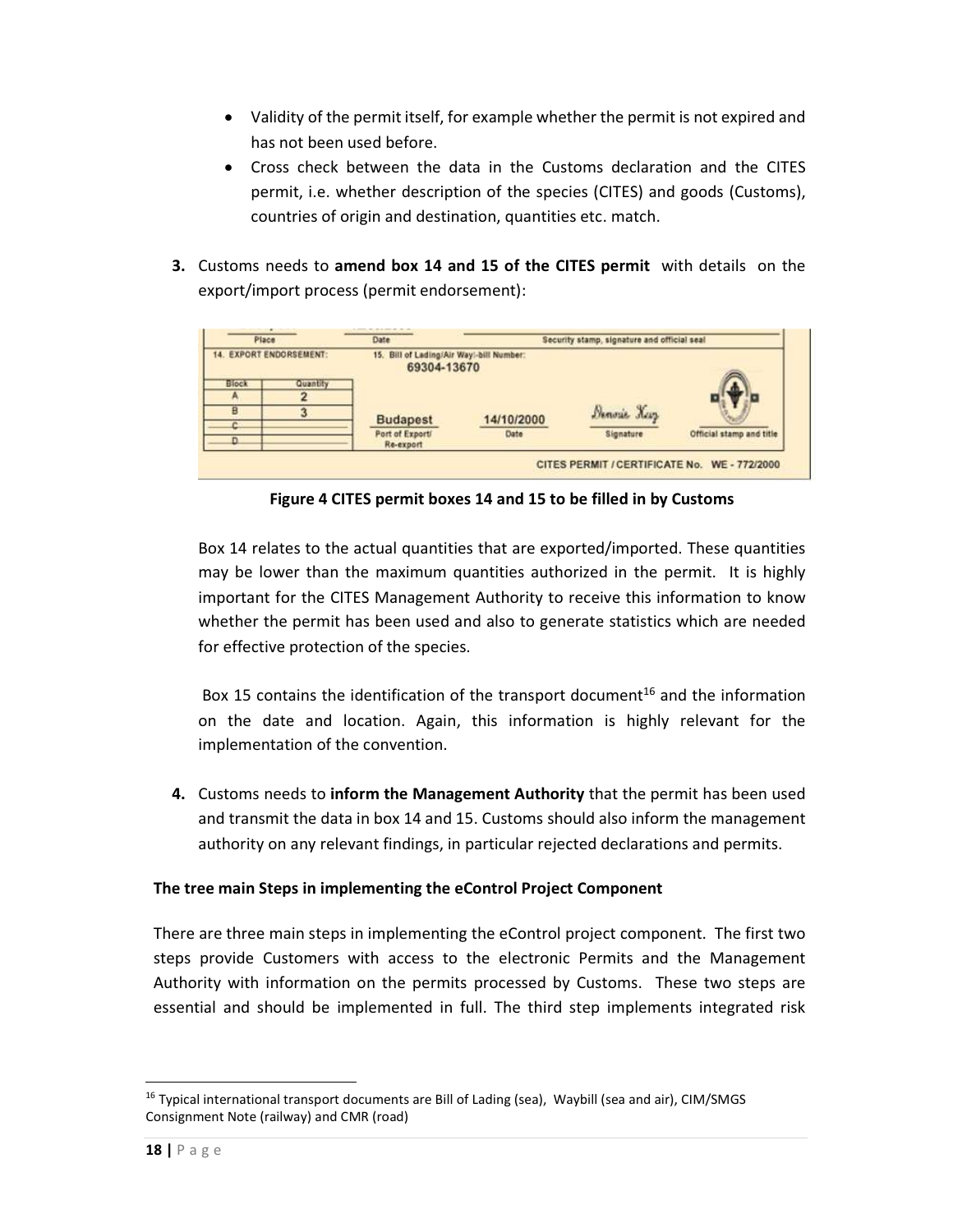- Validity of the permit itself, for example whether the permit is not expired and has not been used before.
- Cross check between the data in the Customs declaration and the CITES permit, i.e. whether description of the species (CITES) and goods (Customs), countries of origin and destination, quantities etc. match.

3. Customs needs to **amend box 14 and 15 of the CITES permit** with details on the export/import process (permit endorsement):

**Figure 4 CITES permit boxes 14 and 15 to be filled in by Customs**

Box 14 relates to the actual quantities that are exported/imported. These quantities may be lower than the maximum quantities authorized in the permit. It is highly important for the CITES Management Authority to receive this information to know whether the permit has been used and also to generate statistics which are needed for effective protection of the species.

Box 15 contains the identification of the transport document[16] and the information on the date and location. Again, this information is highly relevant for the implementation of the convention.

4. Customs needs to **inform the Management Authority** that the permit has been used and transmit the data in box 14 and 15. Customs should also inform the management authority on any relevant findings, in particular rejected declarations and permits.

**The tree main Steps in implementing the eControl Project Component**

There are three main steps in implementing the eControl project component. The first two steps provide Customers with access to the electronic Permits and the Management Authority with information on the permits processed by Customs. These two steps are essential and should be implemented in full. The third step implements integrated risk

[16] Typical international transport documents are Bill of Lading (sea), Waybill (sea and air), CIM/SMGS Consignment Note (railway) and CMR (road)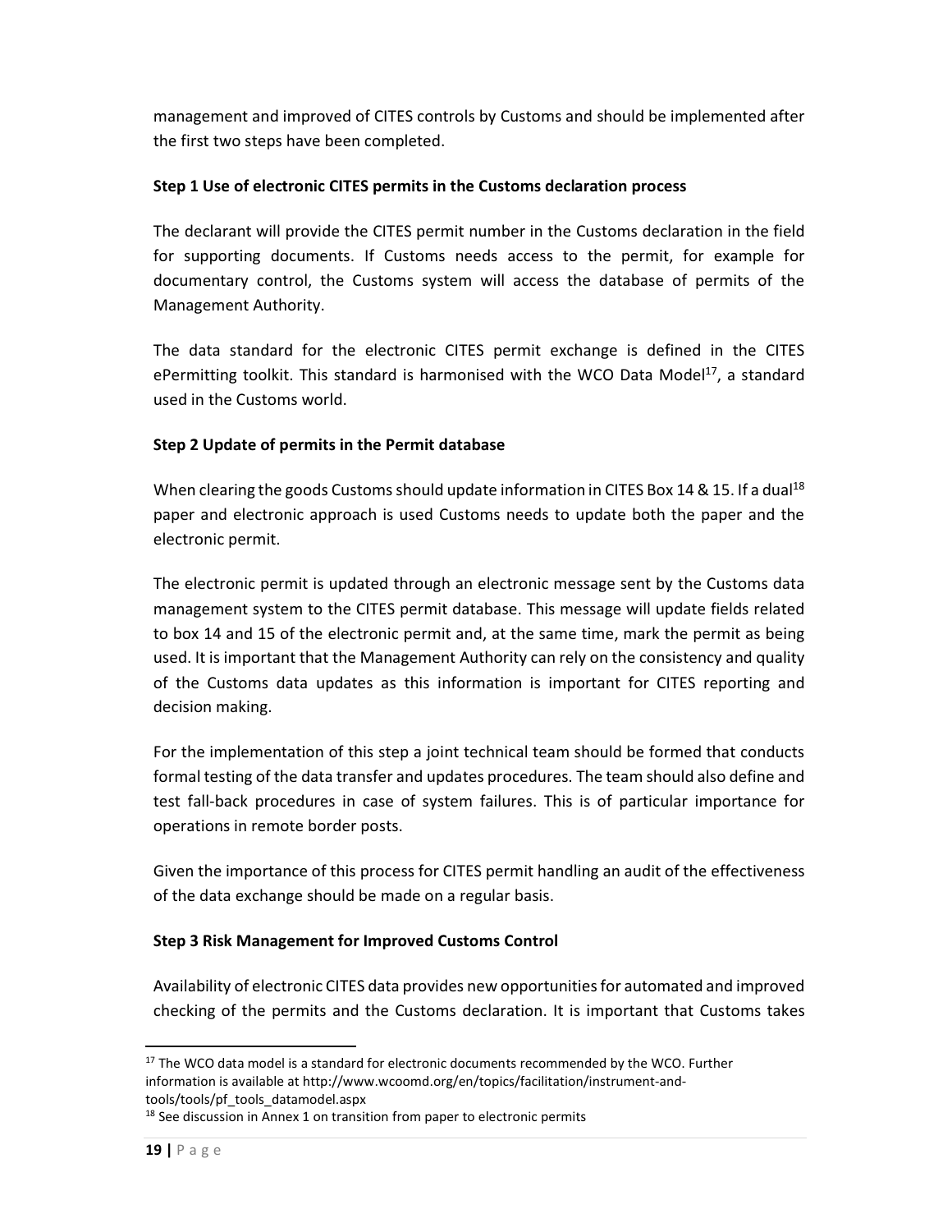management and improved of CITES controls by Customs and should be implemented after the first two steps have been completed.

**Step 1 Use of electronic CITES permits in the Customs declaration process**

The declarant will provide the CITES permit number in the Customs declaration in the field for supporting documents. If Customs needs access to the permit, for example for documentary control, the Customs system will access the database of permits of the Management Authority.

The data standard for the electronic CITES permit exchange is defined in the CITES ePermitting toolkit. This standard is harmonised with the WCO Data Model[17], a standard used in the Customs world.

**Step 2 Update of permits in the Permit database**

When clearing the goods Customs should update information in CITES Box 14 & 15. If a dual[18] paper and electronic approach is used Customs needs to update both the paper and the electronic permit.

The electronic permit is updated through an electronic message sent by the Customs data management system to the CITES permit database. This message will update fields related to box 14 and 15 of the electronic permit and, at the same time, mark the permit as being used. It is important that the Management Authority can rely on the consistency and quality of the Customs data updates as this information is important for CITES reporting and decision making.

For the implementation of this step a joint technical team should be formed that conducts formal testing of the data transfer and updates procedures. The team should also define and test fall-back procedures in case of system failures. This is of particular importance for operations in remote border posts.

Given the importance of this process for CITES permit handling an audit of the effectiveness of the data exchange should be made on a regular basis.

**Step 3 Risk Management for Improved Customs Control**

Availability of electronic CITES data provides new opportunities for automated and improved checking of the permits and the Customs declaration. It is important that Customs takes

---

[17] The WCO data model is a standard for electronic documents recommended by the WCO. Further information is available at http://www.wcoomd.org/en/topics/facilitation/instrument-and-tools/tools/pf_tools_datamodel.aspx

[18] See discussion in Annex 1 on transition from paper to electronic permits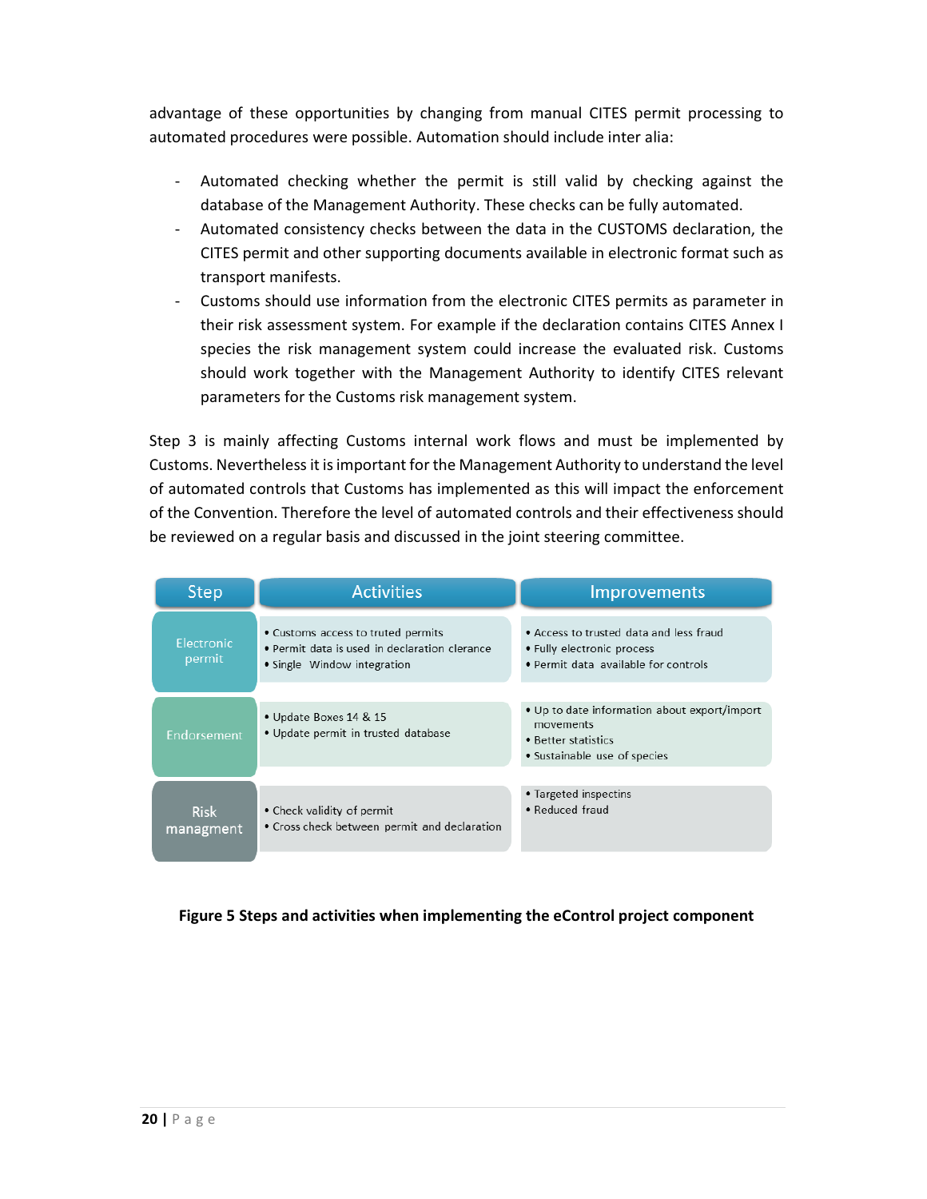advantage of these opportunities by changing from manual CITES permit processing to automated procedures were possible. Automation should include inter alia:

- Automated checking whether the permit is still valid by checking against the database of the Management Authority. These checks can be fully automated.
- Automated consistency checks between the data in the CUSTOMS declaration, the CITES permit and other supporting documents available in electronic format such as transport manifests.
- Customs should use information from the electronic CITES permits as parameter in their risk assessment system. For example if the declaration contains CITES Annex I species the risk management system could increase the evaluated risk. Customs should work together with the Management Authority to identify CITES relevant parameters for the Customs risk management system.

Step 3 is mainly affecting Customs internal work flows and must be implemented by Customs. Nevertheless it is important for the Management Authority to understand the level of automated controls that Customs has implemented as this will impact the enforcement of the Convention. Therefore the level of automated controls and their effectiveness should be reviewed on a regular basis and discussed in the joint steering committee.

| Step | Activities | Improvements |
| --- | --- | --- |
| Electronic permit | • Customs access to truted permits<br>• Permit data is used in declaration clerance<br>• Single Window integration | • Access to trusted data and less fraud<br>• Fully electronic process<br>• Permit data available for controls |
| Endorsement | • Update Boxes 14 & 15<br>• Update permit in trusted database | • Up to date information about export/import movements<br>• Better statistics<br>• Sustainable use of species |
| Risk managment | • Check validity of permit<br>• Cross check between permit and declaration | • Targeted inspectins<br>• Reduced fraud |

**Figure 5 Steps and activities when implementing the eControl project component**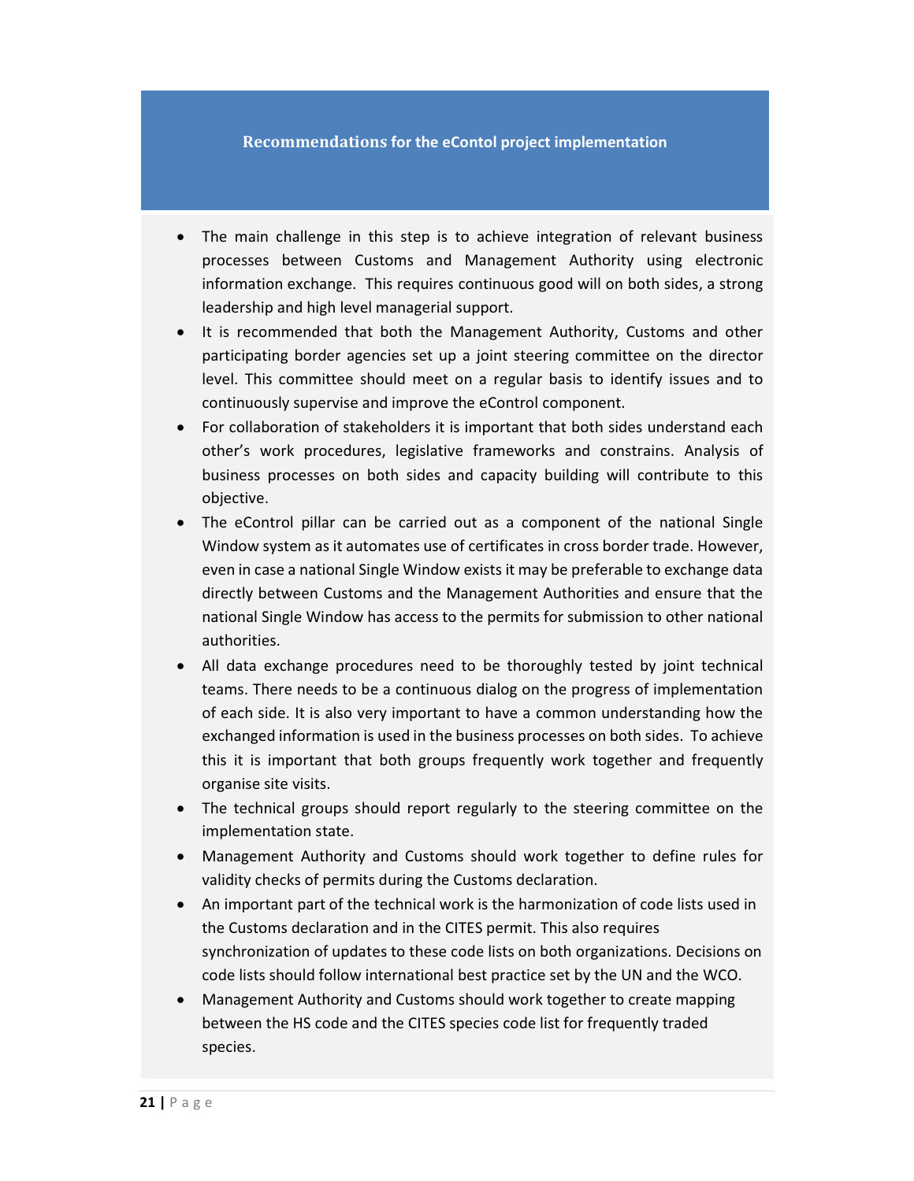### Recommendations for the eContol project implementation

- The main challenge in this step is to achieve integration of relevant business processes between Customs and Management Authority using electronic information exchange. This requires continuous good will on both sides, a strong leadership and high level managerial support.
- It is recommended that both the Management Authority, Customs and other participating border agencies set up a joint steering committee on the director level. This committee should meet on a regular basis to identify issues and to continuously supervise and improve the eControl component.
- For collaboration of stakeholders it is important that both sides understand each other's work procedures, legislative frameworks and constrains. Analysis of business processes on both sides and capacity building will contribute to this objective.
- The eControl pillar can be carried out as a component of the national Single Window system as it automates use of certificates in cross border trade. However, even in case a national Single Window exists it may be preferable to exchange data directly between Customs and the Management Authorities and ensure that the national Single Window has access to the permits for submission to other national authorities.
- All data exchange procedures need to be thoroughly tested by joint technical teams. There needs to be a continuous dialog on the progress of implementation of each side. It is also very important to have a common understanding how the exchanged information is used in the business processes on both sides. To achieve this it is important that both groups frequently work together and frequently organise site visits.
- The technical groups should report regularly to the steering committee on the implementation state.
- Management Authority and Customs should work together to define rules for validity checks of permits during the Customs declaration.
- An important part of the technical work is the harmonization of code lists used in the Customs declaration and in the CITES permit. This also requires synchronization of updates to these code lists on both organizations. Decisions on code lists should follow international best practice set by the UN and the WCO.
- Management Authority and Customs should work together to create mapping between the HS code and the CITES species code list for frequently traded species.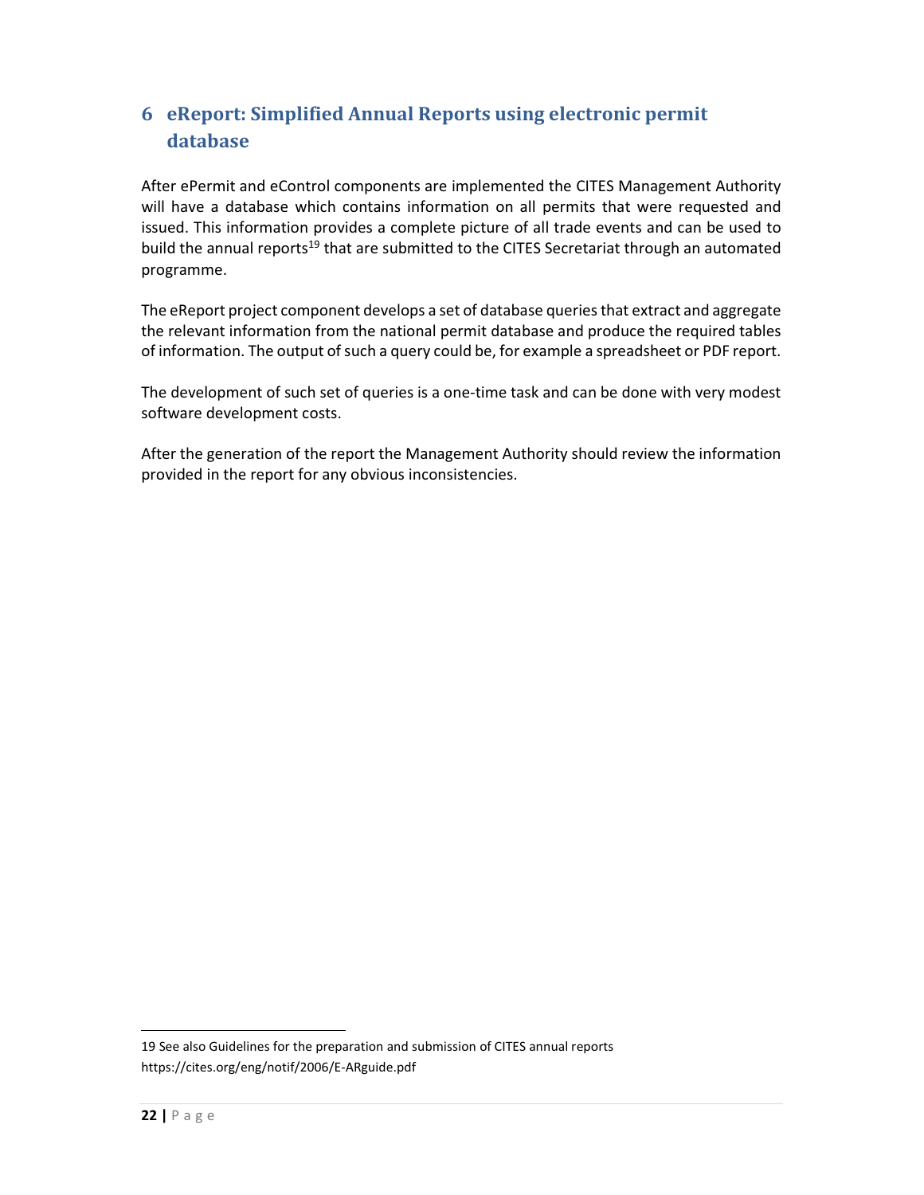# 6 eReport: Simplified Annual Reports using electronic permit database

After ePermit and eControl components are implemented the CITES Management Authority will have a database which contains information on all permits that were requested and issued. This information provides a complete picture of all trade events and can be used to build the annual reports[19] that are submitted to the CITES Secretariat through an automated programme.

The eReport project component develops a set of database queries that extract and aggregate the relevant information from the national permit database and produce the required tables of information. The output of such a query could be, for example a spreadsheet or PDF report.

The development of such set of queries is a one-time task and can be done with very modest software development costs.

After the generation of the report the Management Authority should review the information provided in the report for any obvious inconsistencies.

---

19 See also Guidelines for the preparation and submission of CITES annual reports https://cites.org/eng/notif/2006/E-ARguide.pdf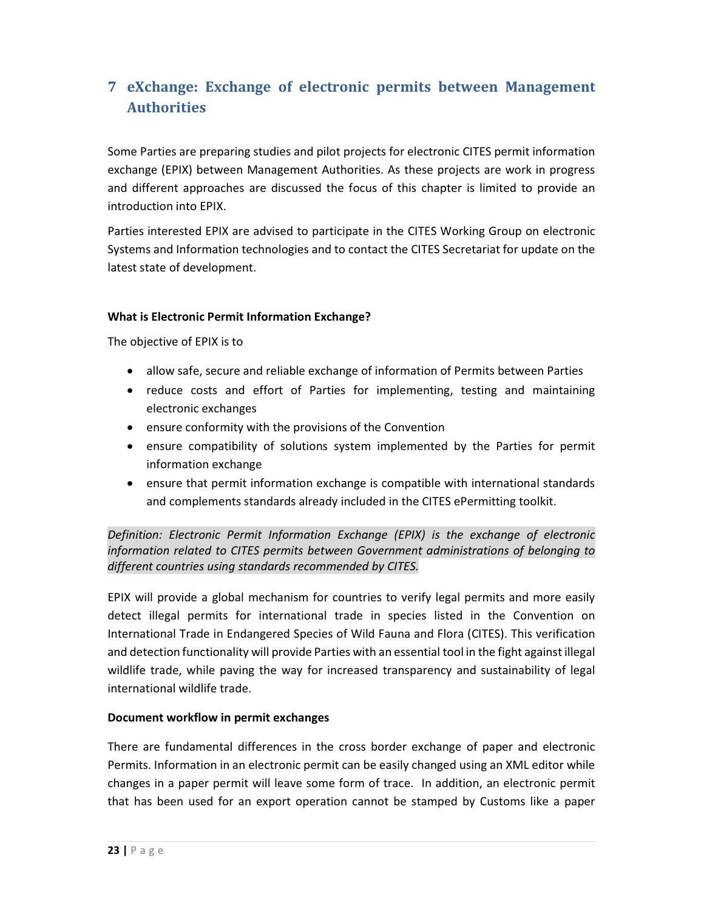# 7 eXchange: Exchange of electronic permits between Management Authorities

Some Parties are preparing studies and pilot projects for electronic CITES permit information exchange (EPIX) between Management Authorities. As these projects are work in progress and different approaches are discussed the focus of this chapter is limited to provide an introduction into EPIX.

Parties interested EPIX are advised to participate in the CITES Working Group on electronic Systems and Information technologies and to contact the CITES Secretariat for update on the latest state of development.

**What is Electronic Permit Information Exchange?**

The objective of EPIX is to

- allow safe, secure and reliable exchange of information of Permits between Parties
- reduce costs and effort of Parties for implementing, testing and maintaining electronic exchanges
- ensure conformity with the provisions of the Convention
- ensure compatibility of solutions system implemented by the Parties for permit information exchange
- ensure that permit information exchange is compatible with international standards and complements standards already included in the CITES ePermitting toolkit.

*Definition: Electronic Permit Information Exchange (EPIX) is the exchange of electronic information related to CITES permits between Government administrations of belonging to different countries using standards recommended by CITES.*

EPIX will provide a global mechanism for countries to verify legal permits and more easily detect illegal permits for international trade in species listed in the Convention on International Trade in Endangered Species of Wild Fauna and Flora (CITES). This verification and detection functionality will provide Parties with an essential tool in the fight against illegal wildlife trade, while paving the way for increased transparency and sustainability of legal international wildlife trade.

**Document workflow in permit exchanges**

There are fundamental differences in the cross border exchange of paper and electronic Permits. Information in an electronic permit can be easily changed using an XML editor while changes in a paper permit will leave some form of trace. In addition, an electronic permit that has been used for an export operation cannot be stamped by Customs like a paper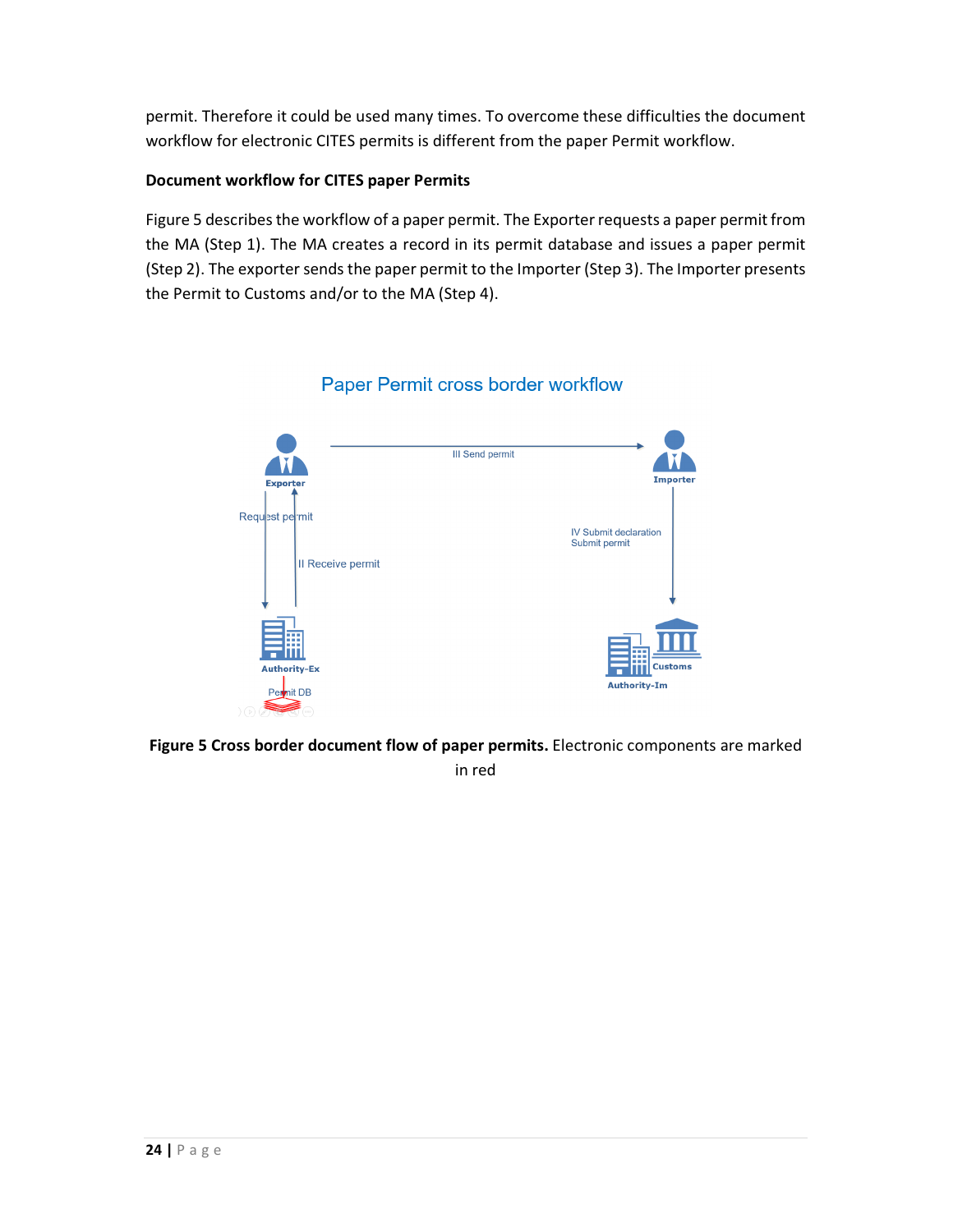permit. Therefore it could be used many times. To overcome these difficulties the document workflow for electronic CITES permits is different from the paper Permit workflow.

**Document workflow for CITES paper Permits**

Figure 5 describes the workflow of a paper permit. The Exporter requests a paper permit from the MA (Step 1). The MA creates a record in its permit database and issues a paper permit (Step 2). The exporter sends the paper permit to the Importer (Step 3). The Importer presents the Permit to Customs and/or to the MA (Step 4).

Paper Permit cross border workflow

Exporter

III Send permit

Importer

Request permit

II Receive permit

IV Submit declaration
Submit permit

Authority-Ex

Permit DB

Customs

Authority-Im

**Figure 5 Cross border document flow of paper permits.** Electronic components are marked in red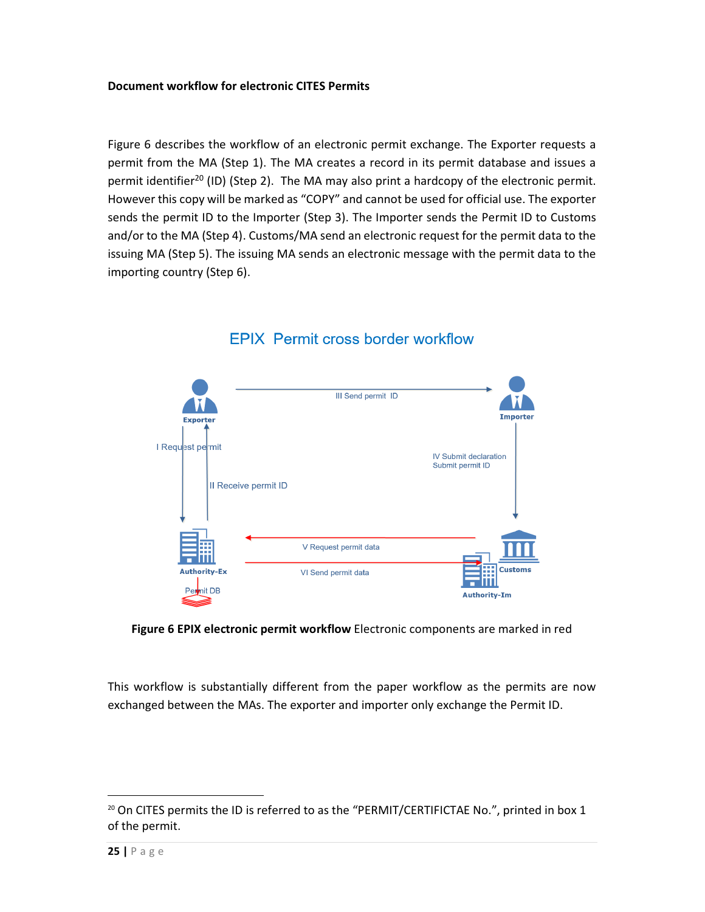**Document workflow for electronic CITES Permits**

Figure 6 describes the workflow of an electronic permit exchange. The Exporter requests a permit from the MA (Step 1). The MA creates a record in its permit database and issues a permit identifier[20] (ID) (Step 2). The MA may also print a hardcopy of the electronic permit. However this copy will be marked as "COPY" and cannot be used for official use. The exporter sends the permit ID to the Importer (Step 3). The Importer sends the Permit ID to Customs and/or to the MA (Step 4). Customs/MA send an electronic request for the permit data to the issuing MA (Step 5). The issuing MA sends an electronic message with the permit data to the importing country (Step 6).

**Figure 6 EPIX electronic permit workflow** Electronic components are marked in red

This workflow is substantially different from the paper workflow as the permits are now exchanged between the MAs. The exporter and importer only exchange the Permit ID.

---

[20] On CITES permits the ID is referred to as the "PERMIT/CERTIFICTAE No.", printed in box 1 of the permit.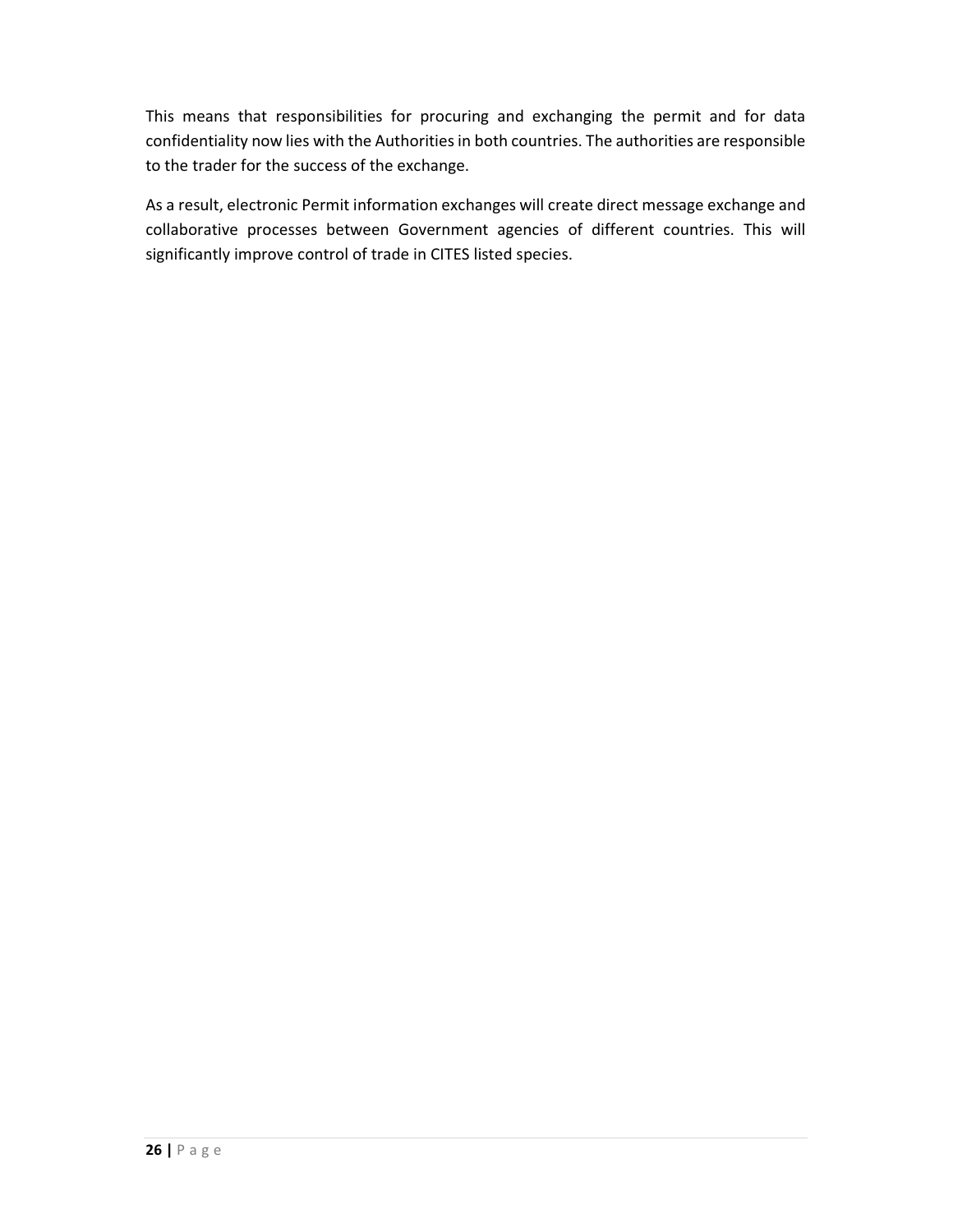This means that responsibilities for procuring and exchanging the permit and for data confidentiality now lies with the Authorities in both countries. The authorities are responsible to the trader for the success of the exchange.

As a result, electronic Permit information exchanges will create direct message exchange and collaborative processes between Government agencies of different countries. This will significantly improve control of trade in CITES listed species.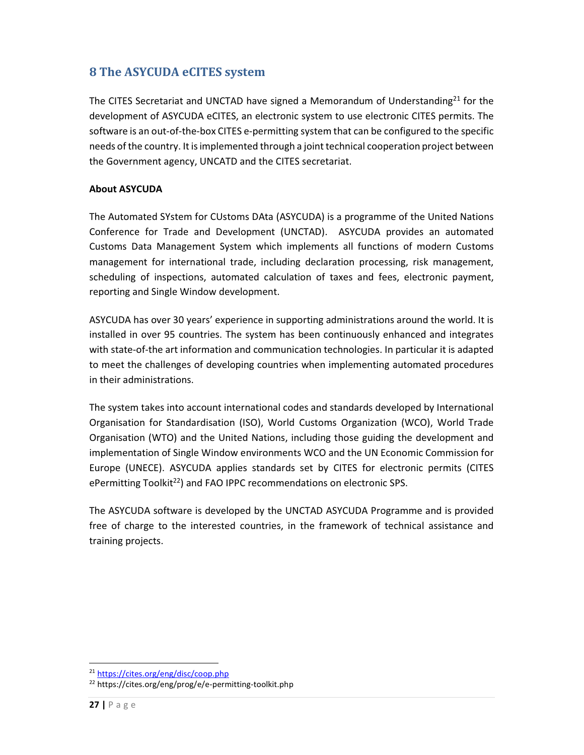## 8 The ASYCUDA eCITES system

The CITES Secretariat and UNCTAD have signed a Memorandum of Understanding[21] for the development of ASYCUDA eCITES, an electronic system to use electronic CITES permits. The software is an out-of-the-box CITES e-permitting system that can be configured to the specific needs of the country. It is implemented through a joint technical cooperation project between the Government agency, UNCATD and the CITES secretariat.

**About ASYCUDA**

The Automated SYstem for CUstoms DAta (ASYCUDA) is a programme of the United Nations Conference for Trade and Development (UNCTAD). ASYCUDA provides an automated Customs Data Management System which implements all functions of modern Customs management for international trade, including declaration processing, risk management, scheduling of inspections, automated calculation of taxes and fees, electronic payment, reporting and Single Window development.

ASYCUDA has over 30 years' experience in supporting administrations around the world. It is installed in over 95 countries. The system has been continuously enhanced and integrates with state-of-the art information and communication technologies. In particular it is adapted to meet the challenges of developing countries when implementing automated procedures in their administrations.

The system takes into account international codes and standards developed by International Organisation for Standardisation (ISO), World Customs Organization (WCO), World Trade Organisation (WTO) and the United Nations, including those guiding the development and implementation of Single Window environments WCO and the UN Economic Commission for Europe (UNECE). ASYCUDA applies standards set by CITES for electronic permits (CITES ePermitting Toolkit[22]) and FAO IPPC recommendations on electronic SPS.

The ASYCUDA software is developed by the UNCTAD ASYCUDA Programme and is provided free of charge to the interested countries, in the framework of technical assistance and training projects.

[21] https://cites.org/eng/disc/coop.php
[22] https://cites.org/eng/prog/e/e-permitting-toolkit.php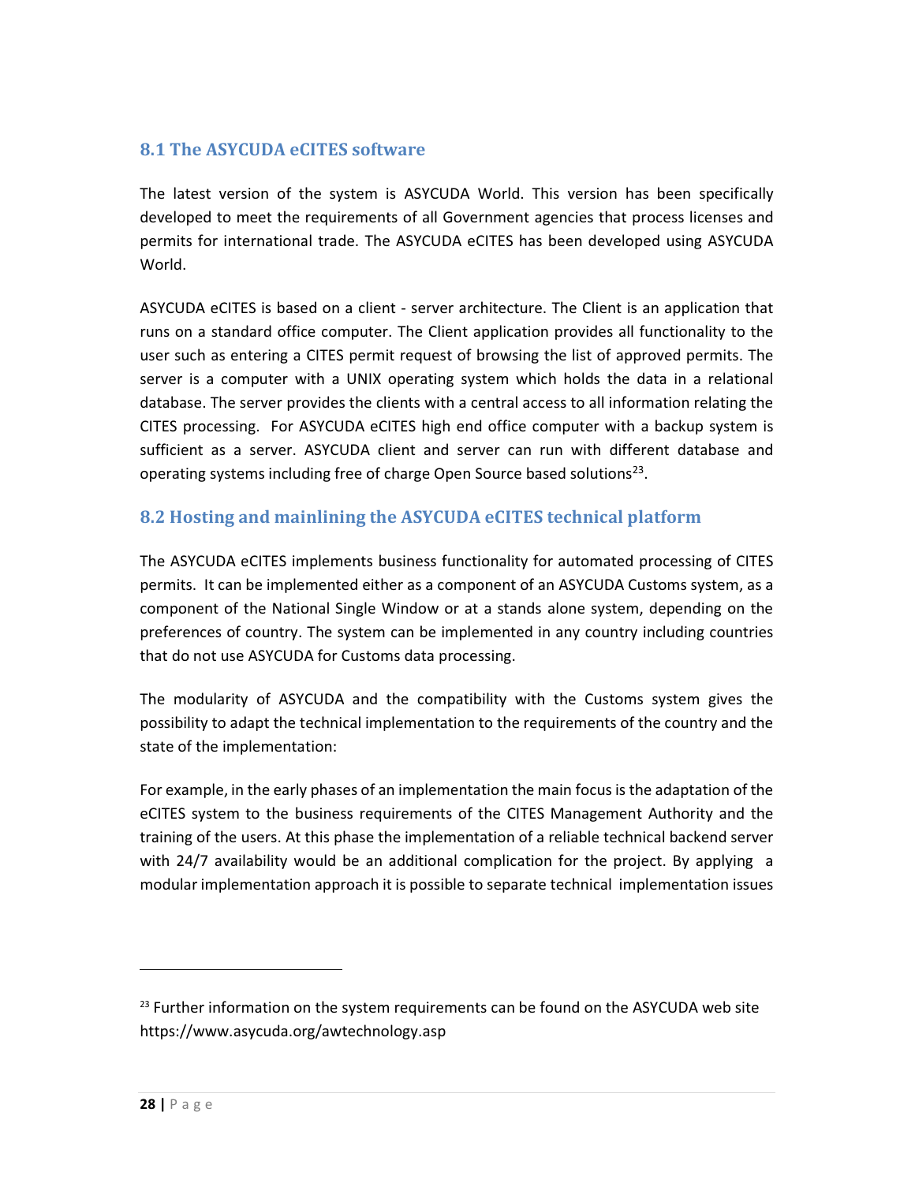## 8.1 The ASYCUDA eCITES software

The latest version of the system is ASYCUDA World. This version has been specifically developed to meet the requirements of all Government agencies that process licenses and permits for international trade. The ASYCUDA eCITES has been developed using ASYCUDA World.

ASYCUDA eCITES is based on a client - server architecture. The Client is an application that runs on a standard office computer. The Client application provides all functionality to the user such as entering a CITES permit request of browsing the list of approved permits. The server is a computer with a UNIX operating system which holds the data in a relational database. The server provides the clients with a central access to all information relating the CITES processing. For ASYCUDA eCITES high end office computer with a backup system is sufficient as a server. ASYCUDA client and server can run with different database and operating systems including free of charge Open Source based solutions[23].

## 8.2 Hosting and mainlining the ASYCUDA eCITES technical platform

The ASYCUDA eCITES implements business functionality for automated processing of CITES permits. It can be implemented either as a component of an ASYCUDA Customs system, as a component of the National Single Window or at a stands alone system, depending on the preferences of country. The system can be implemented in any country including countries that do not use ASYCUDA for Customs data processing.

The modularity of ASYCUDA and the compatibility with the Customs system gives the possibility to adapt the technical implementation to the requirements of the country and the state of the implementation:

For example, in the early phases of an implementation the main focus is the adaptation of the eCITES system to the business requirements of the CITES Management Authority and the training of the users. At this phase the implementation of a reliable technical backend server with 24/7 availability would be an additional complication for the project. By applying a modular implementation approach it is possible to separate technical implementation issues

---

[23] Further information on the system requirements can be found on the ASYCUDA web site https://www.asycuda.org/awtechnology.asp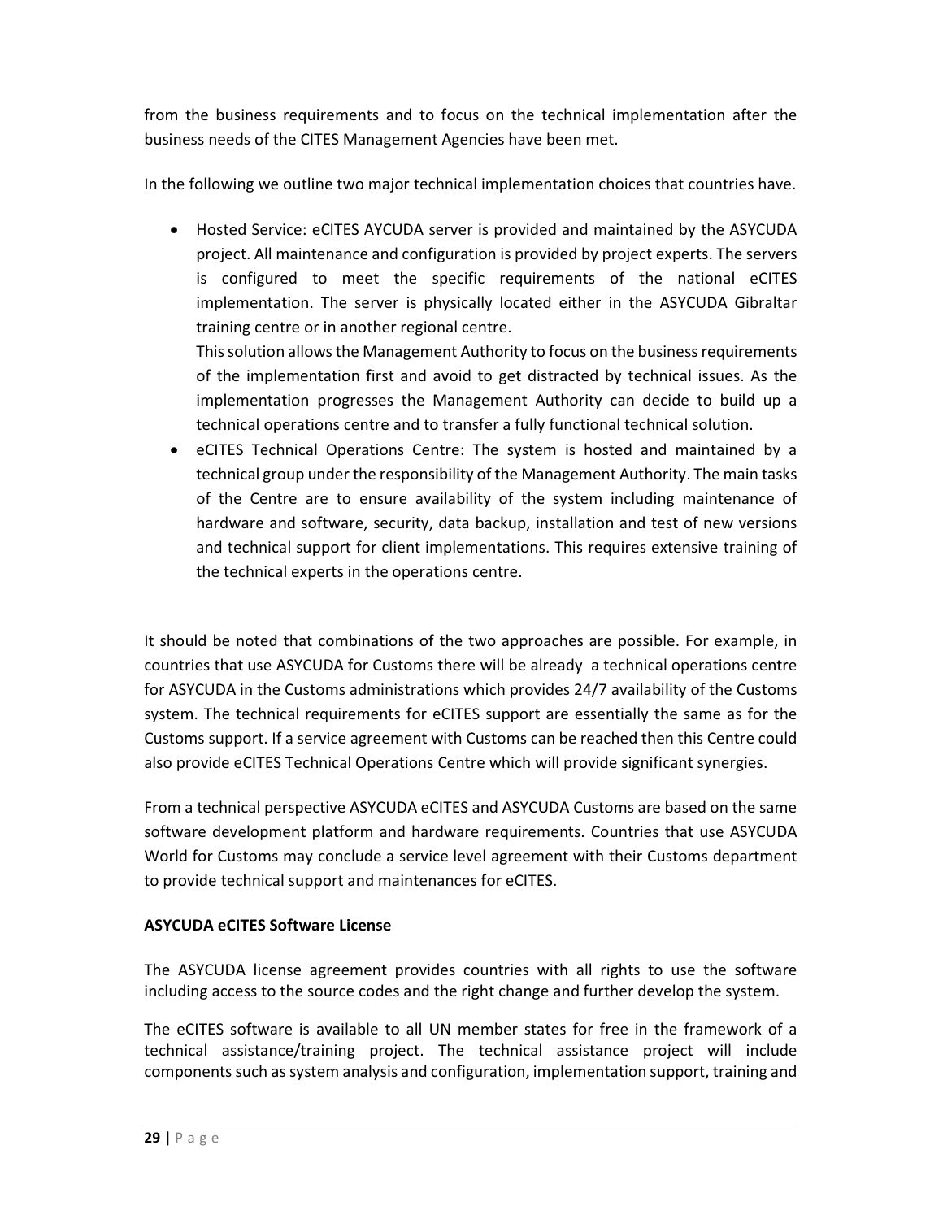from the business requirements and to focus on the technical implementation after the business needs of the CITES Management Agencies have been met.

In the following we outline two major technical implementation choices that countries have.

- Hosted Service: eCITES AYCUDA server is provided and maintained by the ASYCUDA project. All maintenance and configuration is provided by project experts. The servers is configured to meet the specific requirements of the national eCITES implementation. The server is physically located either in the ASYCUDA Gibraltar training centre or in another regional centre.
  This solution allows the Management Authority to focus on the business requirements of the implementation first and avoid to get distracted by technical issues. As the implementation progresses the Management Authority can decide to build up a technical operations centre and to transfer a fully functional technical solution.
- eCITES Technical Operations Centre: The system is hosted and maintained by a technical group under the responsibility of the Management Authority. The main tasks of the Centre are to ensure availability of the system including maintenance of hardware and software, security, data backup, installation and test of new versions and technical support for client implementations. This requires extensive training of the technical experts in the operations centre.

It should be noted that combinations of the two approaches are possible. For example, in countries that use ASYCUDA for Customs there will be already a technical operations centre for ASYCUDA in the Customs administrations which provides 24/7 availability of the Customs system. The technical requirements for eCITES support are essentially the same as for the Customs support. If a service agreement with Customs can be reached then this Centre could also provide eCITES Technical Operations Centre which will provide significant synergies.

From a technical perspective ASYCUDA eCITES and ASYCUDA Customs are based on the same software development platform and hardware requirements. Countries that use ASYCUDA World for Customs may conclude a service level agreement with their Customs department to provide technical support and maintenances for eCITES.

**ASYCUDA eCITES Software License**

The ASYCUDA license agreement provides countries with all rights to use the software including access to the source codes and the right change and further develop the system.

The eCITES software is available to all UN member states for free in the framework of a technical assistance/training project. The technical assistance project will include components such as system analysis and configuration, implementation support, training and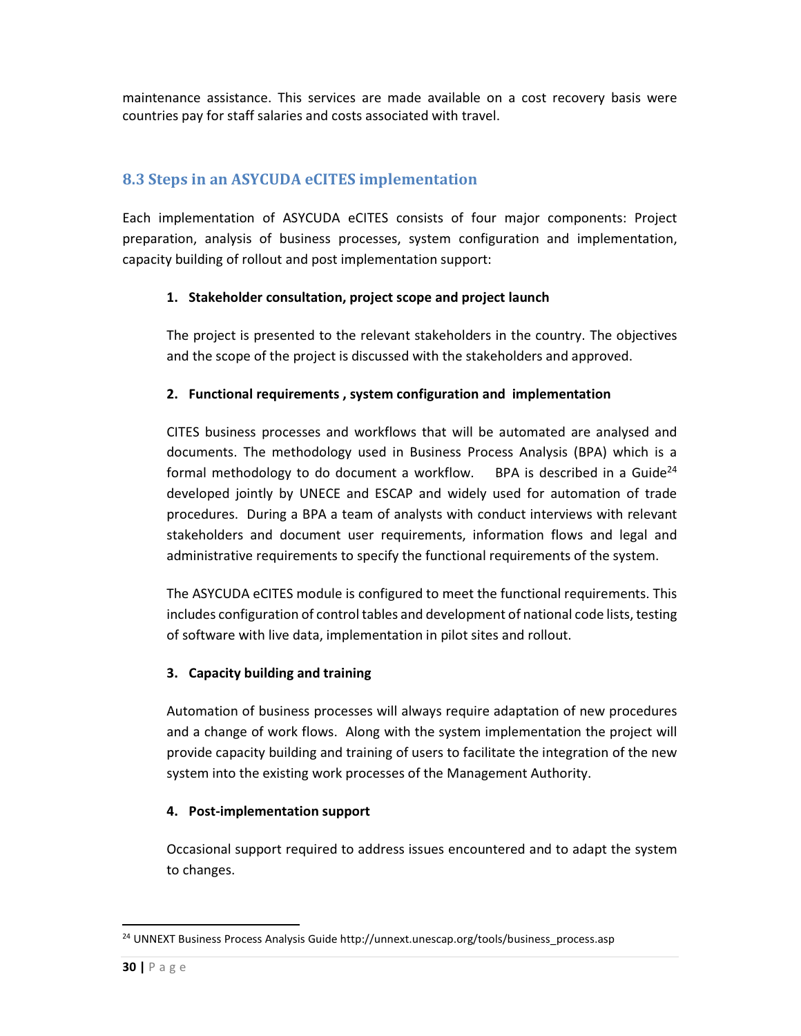maintenance assistance. This services are made available on a cost recovery basis were countries pay for staff salaries and costs associated with travel.

## 8.3 Steps in an ASYCUDA eCITES implementation

Each implementation of ASYCUDA eCITES consists of four major components: Project preparation, analysis of business processes, system configuration and implementation, capacity building of rollout and post implementation support:

1. **Stakeholder consultation, project scope and project launch**

   The project is presented to the relevant stakeholders in the country. The objectives and the scope of the project is discussed with the stakeholders and approved.

2. **Functional requirements , system configuration and implementation**

   CITES business processes and workflows that will be automated are analysed and documents. The methodology used in Business Process Analysis (BPA) which is a formal methodology to do document a workflow. BPA is described in a Guide[24] developed jointly by UNECE and ESCAP and widely used for automation of trade procedures. During a BPA a team of analysts with conduct interviews with relevant stakeholders and document user requirements, information flows and legal and administrative requirements to specify the functional requirements of the system.

   The ASYCUDA eCITES module is configured to meet the functional requirements. This includes configuration of control tables and development of national code lists, testing of software with live data, implementation in pilot sites and rollout.

3. **Capacity building and training**

   Automation of business processes will always require adaptation of new procedures and a change of work flows. Along with the system implementation the project will provide capacity building and training of users to facilitate the integration of the new system into the existing work processes of the Management Authority.

4. **Post-implementation support**

   Occasional support required to address issues encountered and to adapt the system to changes.

---

[24] UNNEXT Business Process Analysis Guide http://unnext.unescap.org/tools/business_process.asp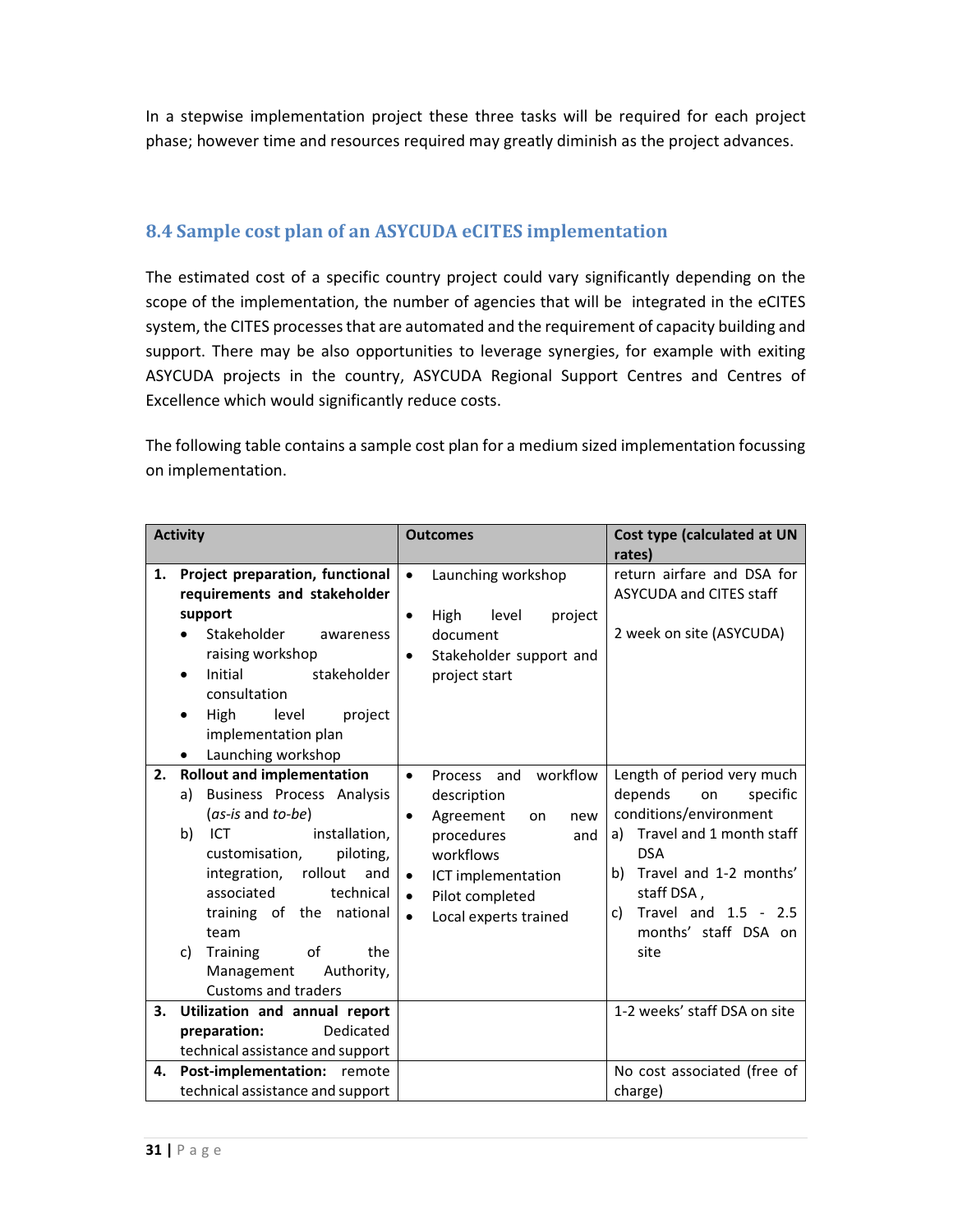In a stepwise implementation project these three tasks will be required for each project phase; however time and resources required may greatly diminish as the project advances.

### 8.4 Sample cost plan of an ASYCUDA eCITES implementation

The estimated cost of a specific country project could vary significantly depending on the scope of the implementation, the number of agencies that will be integrated in the eCITES system, the CITES processes that are automated and the requirement of capacity building and support. There may be also opportunities to leverage synergies, for example with exiting ASYCUDA projects in the country, ASYCUDA Regional Support Centres and Centres of Excellence which would significantly reduce costs.

The following table contains a sample cost plan for a medium sized implementation focussing on implementation.

| Activity | Outcomes | Cost type (calculated at UN rates) |
|---|---|---|
| **1. Project preparation, functional requirements and stakeholder support**<br>• Stakeholder awareness raising workshop<br>• Initial stakeholder consultation<br>• High level project implementation plan<br>• Launching workshop | • Launching workshop<br>• High level project document<br>• Stakeholder support and project start | return airfare and DSA for ASYCUDA and CITES staff<br><br>2 week on site (ASYCUDA) |
| **2. Rollout and implementation**<br>a) Business Process Analysis (*as-is* and *to-be*)<br>b) ICT installation, customisation, piloting, integration, rollout and associated technical training of the national team<br>c) Training of the Management Authority, Customs and traders | • Process and workflow description<br>• Agreement on new procedures and workflows<br>• ICT implementation<br>• Pilot completed<br>• Local experts trained | Length of period very much depends on specific conditions/environment<br>a) Travel and 1 month staff DSA<br>b) Travel and 1-2 months' staff DSA ,<br>c) Travel and 1.5 - 2.5 months' staff DSA on site |
| **3. Utilization and annual report preparation:** Dedicated technical assistance and support | | 1-2 weeks' staff DSA on site |
| **4. Post-implementation:** remote technical assistance and support | | No cost associated (free of charge) |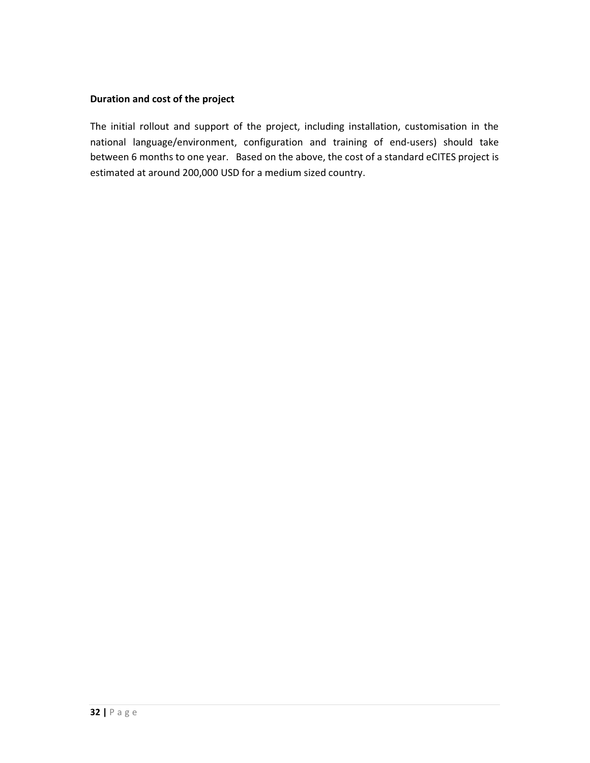**Duration and cost of the project**

The initial rollout and support of the project, including installation, customisation in the national language/environment, configuration and training of end-users) should take between 6 months to one year. Based on the above, the cost of a standard eCITES project is estimated at around 200,000 USD for a medium sized country.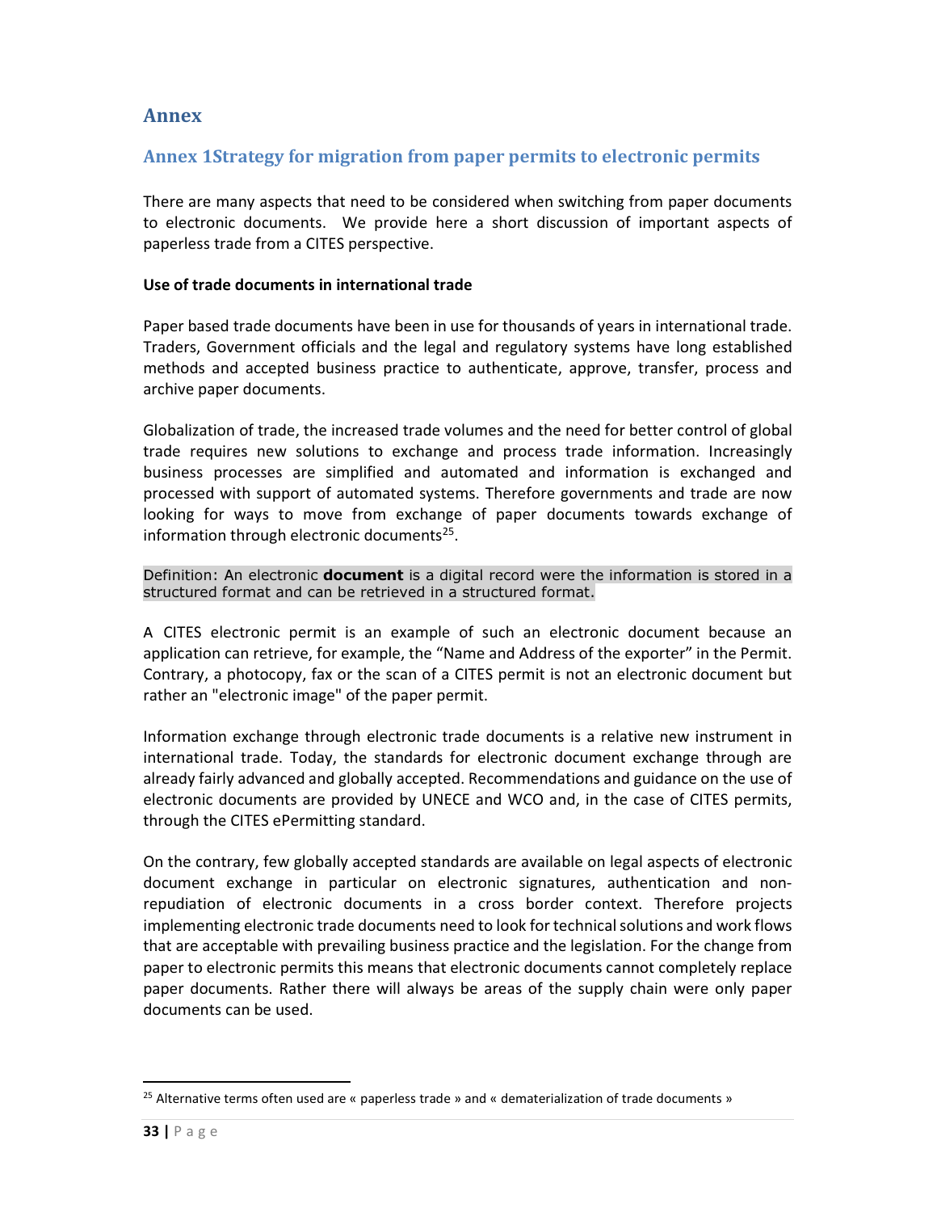# Annex

## Annex 1Strategy for migration from paper permits to electronic permits

There are many aspects that need to be considered when switching from paper documents to electronic documents. We provide here a short discussion of important aspects of paperless trade from a CITES perspective.

**Use of trade documents in international trade**

Paper based trade documents have been in use for thousands of years in international trade. Traders, Government officials and the legal and regulatory systems have long established methods and accepted business practice to authenticate, approve, transfer, process and archive paper documents.

Globalization of trade, the increased trade volumes and the need for better control of global trade requires new solutions to exchange and process trade information. Increasingly business processes are simplified and automated and information is exchanged and processed with support of automated systems. Therefore governments and trade are now looking for ways to move from exchange of paper documents towards exchange of information through electronic documents[25].

Definition: An electronic **document** is a digital record were the information is stored in a structured format and can be retrieved in a structured format.

A CITES electronic permit is an example of such an electronic document because an application can retrieve, for example, the "Name and Address of the exporter" in the Permit. Contrary, a photocopy, fax or the scan of a CITES permit is not an electronic document but rather an "electronic image" of the paper permit.

Information exchange through electronic trade documents is a relative new instrument in international trade. Today, the standards for electronic document exchange through are already fairly advanced and globally accepted. Recommendations and guidance on the use of electronic documents are provided by UNECE and WCO and, in the case of CITES permits, through the CITES ePermitting standard.

On the contrary, few globally accepted standards are available on legal aspects of electronic document exchange in particular on electronic signatures, authentication and non-repudiation of electronic documents in a cross border context. Therefore projects implementing electronic trade documents need to look for technical solutions and work flows that are acceptable with prevailing business practice and the legislation. For the change from paper to electronic permits this means that electronic documents cannot completely replace paper documents. Rather there will always be areas of the supply chain were only paper documents can be used.

---

[25] Alternative terms often used are « paperless trade » and « dematerialization of trade documents »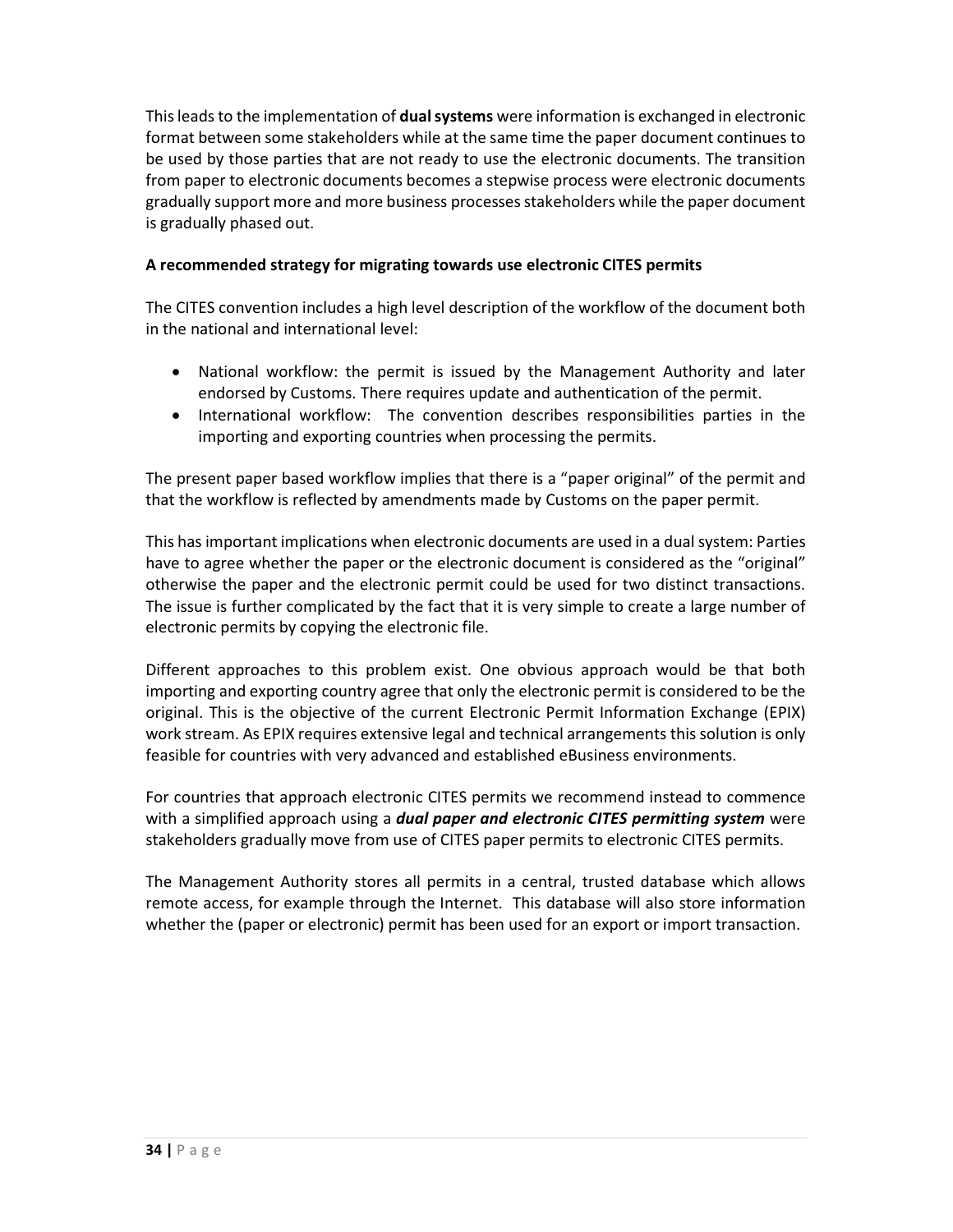This leads to the implementation of **dual systems** were information is exchanged in electronic format between some stakeholders while at the same time the paper document continues to be used by those parties that are not ready to use the electronic documents. The transition from paper to electronic documents becomes a stepwise process were electronic documents gradually support more and more business processes stakeholders while the paper document is gradually phased out.

**A recommended strategy for migrating towards use electronic CITES permits**

The CITES convention includes a high level description of the workflow of the document both in the national and international level:

- National workflow: the permit is issued by the Management Authority and later endorsed by Customs. There requires update and authentication of the permit.
- International workflow: The convention describes responsibilities parties in the importing and exporting countries when processing the permits.

The present paper based workflow implies that there is a "paper original" of the permit and that the workflow is reflected by amendments made by Customs on the paper permit.

This has important implications when electronic documents are used in a dual system: Parties have to agree whether the paper or the electronic document is considered as the "original" otherwise the paper and the electronic permit could be used for two distinct transactions. The issue is further complicated by the fact that it is very simple to create a large number of electronic permits by copying the electronic file.

Different approaches to this problem exist. One obvious approach would be that both importing and exporting country agree that only the electronic permit is considered to be the original. This is the objective of the current Electronic Permit Information Exchange (EPIX) work stream. As EPIX requires extensive legal and technical arrangements this solution is only feasible for countries with very advanced and established eBusiness environments.

For countries that approach electronic CITES permits we recommend instead to commence with a simplified approach using a ***dual paper and electronic CITES permitting system*** were stakeholders gradually move from use of CITES paper permits to electronic CITES permits.

The Management Authority stores all permits in a central, trusted database which allows remote access, for example through the Internet. This database will also store information whether the (paper or electronic) permit has been used for an export or import transaction.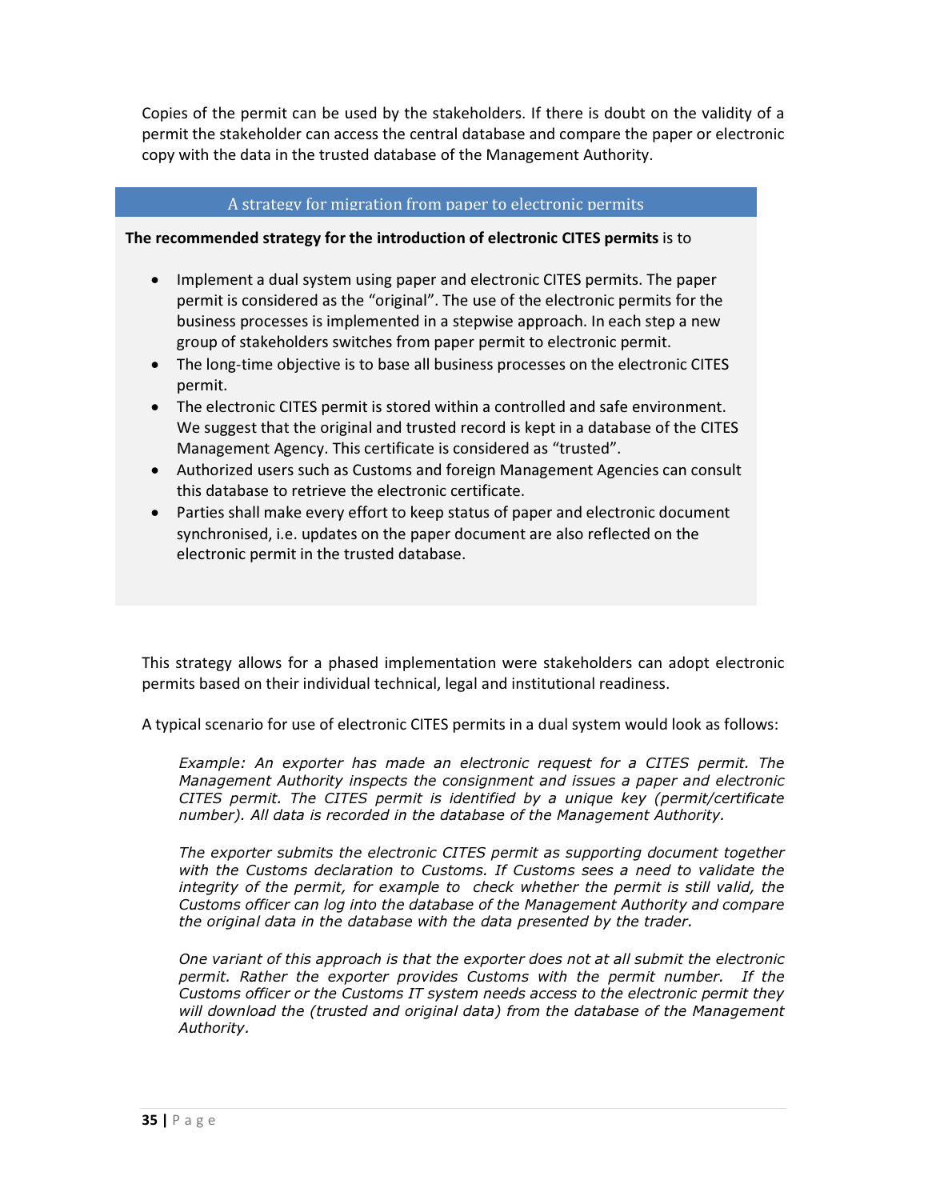Copies of the permit can be used by the stakeholders. If there is doubt on the validity of a permit the stakeholder can access the central database and compare the paper or electronic copy with the data in the trusted database of the Management Authority.

### A strategy for migration from paper to electronic permits

**The recommended strategy for the introduction of electronic CITES permits** is to

- Implement a dual system using paper and electronic CITES permits. The paper permit is considered as the "original". The use of the electronic permits for the business processes is implemented in a stepwise approach. In each step a new group of stakeholders switches from paper permit to electronic permit.
- The long-time objective is to base all business processes on the electronic CITES permit.
- The electronic CITES permit is stored within a controlled and safe environment. We suggest that the original and trusted record is kept in a database of the CITES Management Agency. This certificate is considered as "trusted".
- Authorized users such as Customs and foreign Management Agencies can consult this database to retrieve the electronic certificate.
- Parties shall make every effort to keep status of paper and electronic document synchronised, i.e. updates on the paper document are also reflected on the electronic permit in the trusted database.

This strategy allows for a phased implementation were stakeholders can adopt electronic permits based on their individual technical, legal and institutional readiness.

A typical scenario for use of electronic CITES permits in a dual system would look as follows:

*Example: An exporter has made an electronic request for a CITES permit. The Management Authority inspects the consignment and issues a paper and electronic CITES permit. The CITES permit is identified by a unique key (permit/certificate number). All data is recorded in the database of the Management Authority.*

*The exporter submits the electronic CITES permit as supporting document together with the Customs declaration to Customs. If Customs sees a need to validate the integrity of the permit, for example to check whether the permit is still valid, the Customs officer can log into the database of the Management Authority and compare the original data in the database with the data presented by the trader.*

*One variant of this approach is that the exporter does not at all submit the electronic permit. Rather the exporter provides Customs with the permit number. If the Customs officer or the Customs IT system needs access to the electronic permit they will download the (trusted and original data) from the database of the Management Authority.*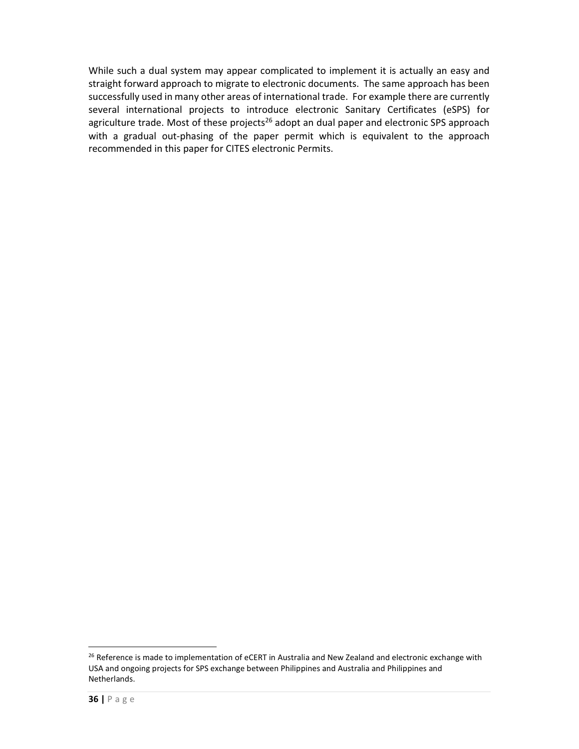While such a dual system may appear complicated to implement it is actually an easy and straight forward approach to migrate to electronic documents. The same approach has been successfully used in many other areas of international trade. For example there are currently several international projects to introduce electronic Sanitary Certificates (eSPS) for agriculture trade. Most of these projects[26] adopt an dual paper and electronic SPS approach with a gradual out-phasing of the paper permit which is equivalent to the approach recommended in this paper for CITES electronic Permits.

---

[26] Reference is made to implementation of eCERT in Australia and New Zealand and electronic exchange with USA and ongoing projects for SPS exchange between Philippines and Australia and Philippines and Netherlands.